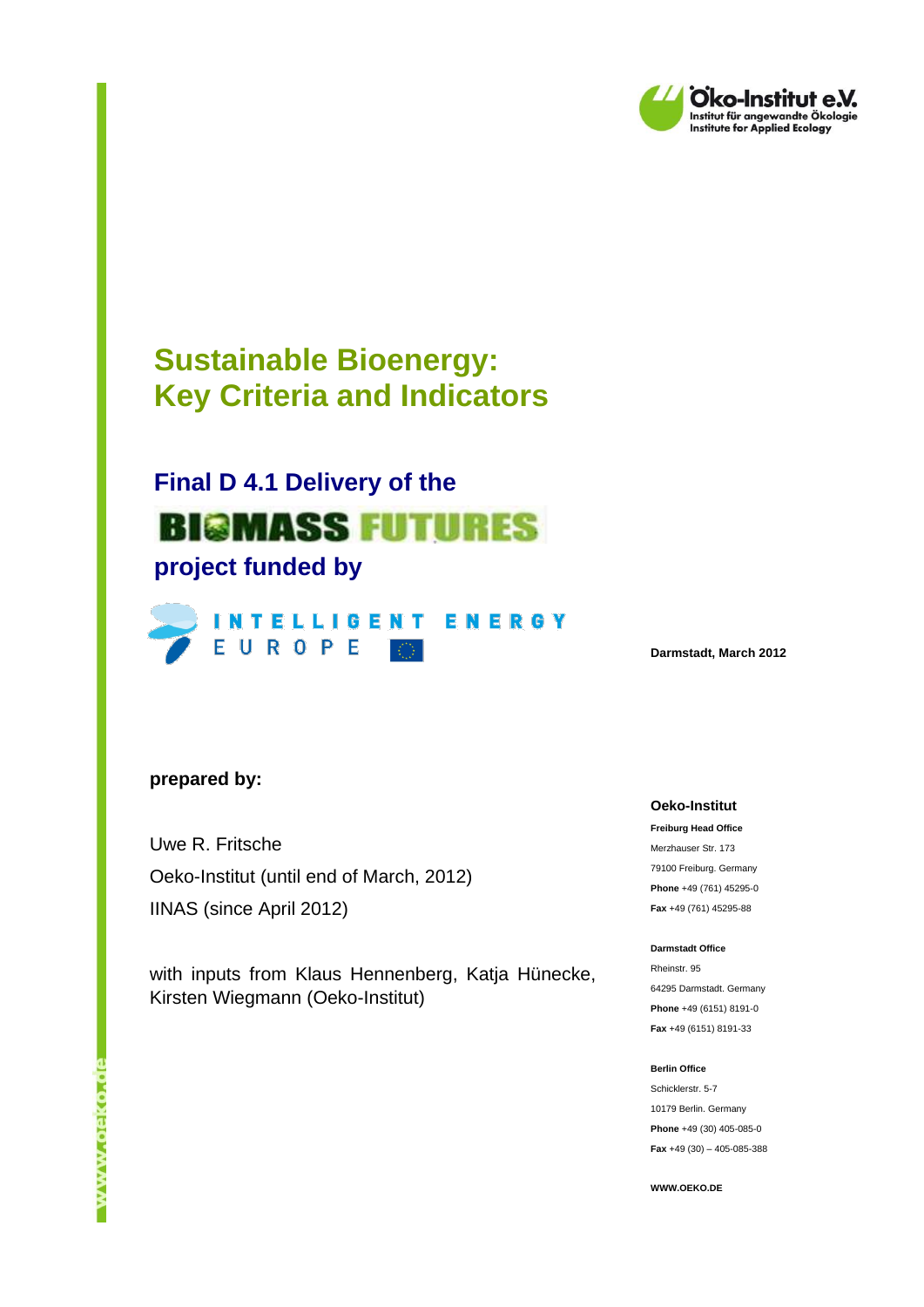Öko-Institut e.V.
Institut für angewandte Ökologie
Institute for Applied Ecology

# Sustainable Bioenergy: Key Criteria and Indicators

## Final D 4.1 Delivery of the

## BIOMASS FUTURES

## project funded by

INTELLIGENT ENERGY EUROPE

Darmstadt, March 2012

**prepared by:**

Uwe R. Fritsche
Oeko-Institut (until end of March, 2012)
IINAS (since April 2012)

with inputs from Klaus Hennenberg, Katja Hünecke, Kirsten Wiegmann (Oeko-Institut)

**Oeko-Institut**

**Freiburg Head Office**
Merzhauser Str. 173
79100 Freiburg. Germany
**Phone** +49 (761) 45295-0
**Fax** +49 (761) 45295-88

**Darmstadt Office**
Rheinstr. 95
64295 Darmstadt. Germany
**Phone** +49 (6151) 8191-0
**Fax** +49 (6151) 8191-33

**Berlin Office**
Schicklerstr. 5-7
10179 Berlin. Germany
**Phone** +49 (30) 405-085-0
**Fax** +49 (30) – 405-085-388

**WWW.OEKO.DE**

www.oeko.de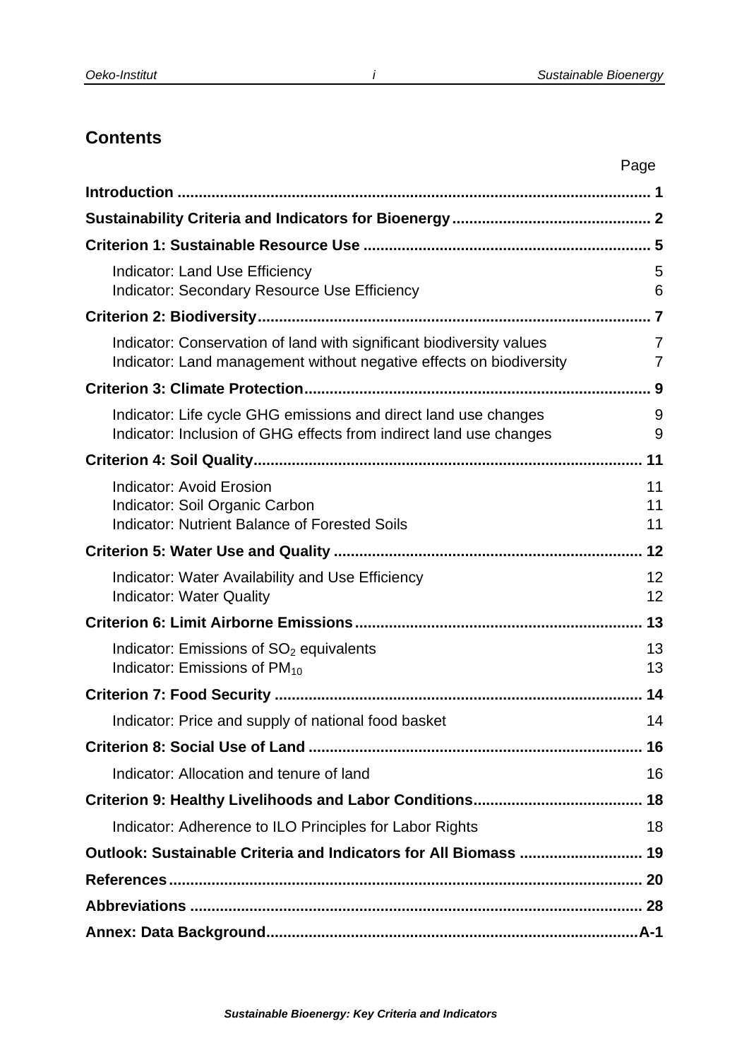## Contents

| | Page |
|---|---|
| **Introduction** | **1** |
| **Sustainability Criteria and Indicators for Bioenergy** | **2** |
| **Criterion 1: Sustainable Resource Use** | **5** |
| Indicator: Land Use Efficiency | 5 |
| Indicator: Secondary Resource Use Efficiency | 6 |
| **Criterion 2: Biodiversity** | **7** |
| Indicator: Conservation of land with significant biodiversity values | 7 |
| Indicator: Land management without negative effects on biodiversity | 7 |
| **Criterion 3: Climate Protection** | **9** |
| Indicator: Life cycle GHG emissions and direct land use changes | 9 |
| Indicator: Inclusion of GHG effects from indirect land use changes | 9 |
| **Criterion 4: Soil Quality** | **11** |
| Indicator: Avoid Erosion | 11 |
| Indicator: Soil Organic Carbon | 11 |
| Indicator: Nutrient Balance of Forested Soils | 11 |
| **Criterion 5: Water Use and Quality** | **12** |
| Indicator: Water Availability and Use Efficiency | 12 |
| Indicator: Water Quality | 12 |
| **Criterion 6: Limit Airborne Emissions** | **13** |
| Indicator: Emissions of $SO_2$ equivalents | 13 |
| Indicator: Emissions of $PM_{10}$ | 13 |
| **Criterion 7: Food Security** | **14** |
| Indicator: Price and supply of national food basket | 14 |
| **Criterion 8: Social Use of Land** | **16** |
| Indicator: Allocation and tenure of land | 16 |
| **Criterion 9: Healthy Livelihoods and Labor Conditions** | **18** |
| Indicator: Adherence to ILO Principles for Labor Rights | 18 |
| **Outlook: Sustainable Criteria and Indicators for All Biomass** | **19** |
| **References** | **20** |
| **Abbreviations** | **28** |
| **Annex: Data Background** | **A-1** |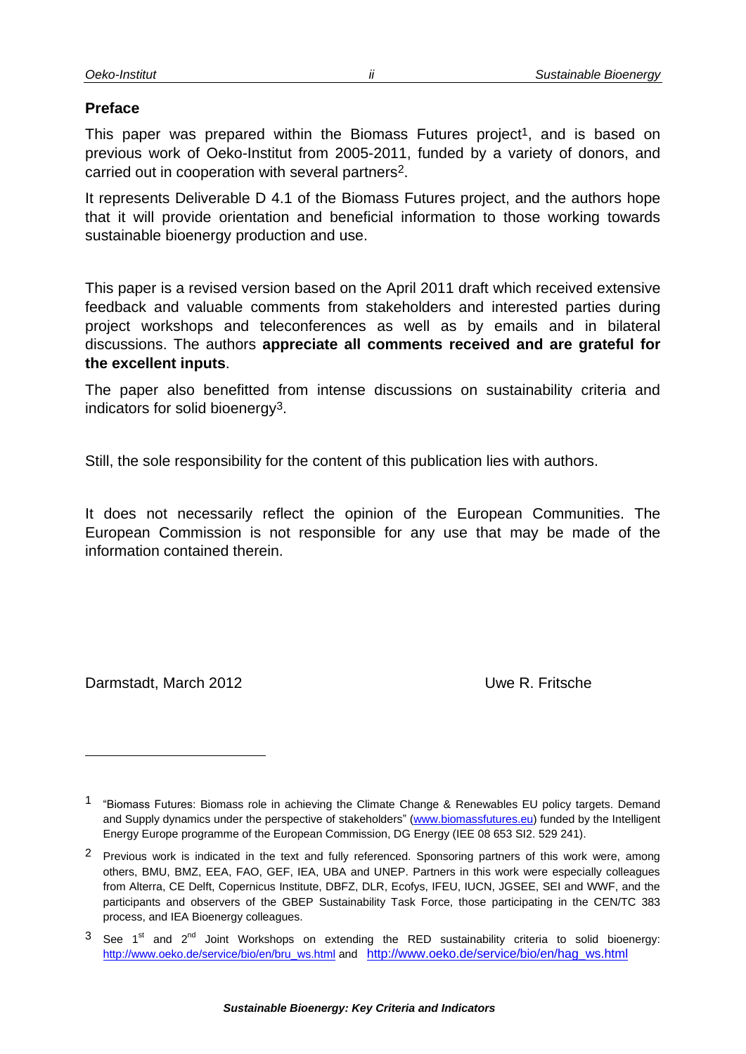## Preface

This paper was prepared within the Biomass Futures project[1], and is based on previous work of Oeko-Institut from 2005-2011, funded by a variety of donors, and carried out in cooperation with several partners[2].

It represents Deliverable D 4.1 of the Biomass Futures project, and the authors hope that it will provide orientation and beneficial information to those working towards sustainable bioenergy production and use.

This paper is a revised version based on the April 2011 draft which received extensive feedback and valuable comments from stakeholders and interested parties during project workshops and teleconferences as well as by emails and in bilateral discussions. The authors **appreciate all comments received and are grateful for the excellent inputs**.

The paper also benefitted from intense discussions on sustainability criteria and indicators for solid bioenergy[3].

Still, the sole responsibility for the content of this publication lies with authors.

It does not necessarily reflect the opinion of the European Communities. The European Commission is not responsible for any use that may be made of the information contained therein.

Darmstadt, March 2012 Uwe R. Fritsche

---

[1] "Biomass Futures: Biomass role in achieving the Climate Change & Renewables EU policy targets. Demand and Supply dynamics under the perspective of stakeholders" (www.biomassfutures.eu) funded by the Intelligent Energy Europe programme of the European Commission, DG Energy (IEE 08 653 SI2. 529 241).

[2] Previous work is indicated in the text and fully referenced. Sponsoring partners of this work were, among others, BMU, BMZ, EEA, FAO, GEF, IEA, UBA and UNEP. Partners in this work were especially colleagues from Alterra, CE Delft, Copernicus Institute, DBFZ, DLR, Ecofys, IFEU, IUCN, JGSEE, SEI and WWF, and the participants and observers of the GBEP Sustainability Task Force, those participating in the CEN/TC 383 process, and IEA Bioenergy colleagues.

[3] See 1st and 2nd Joint Workshops on extending the RED sustainability criteria to solid bioenergy: http://www.oeko.de/service/bio/en/bru_ws.html and http://www.oeko.de/service/bio/en/hag_ws.html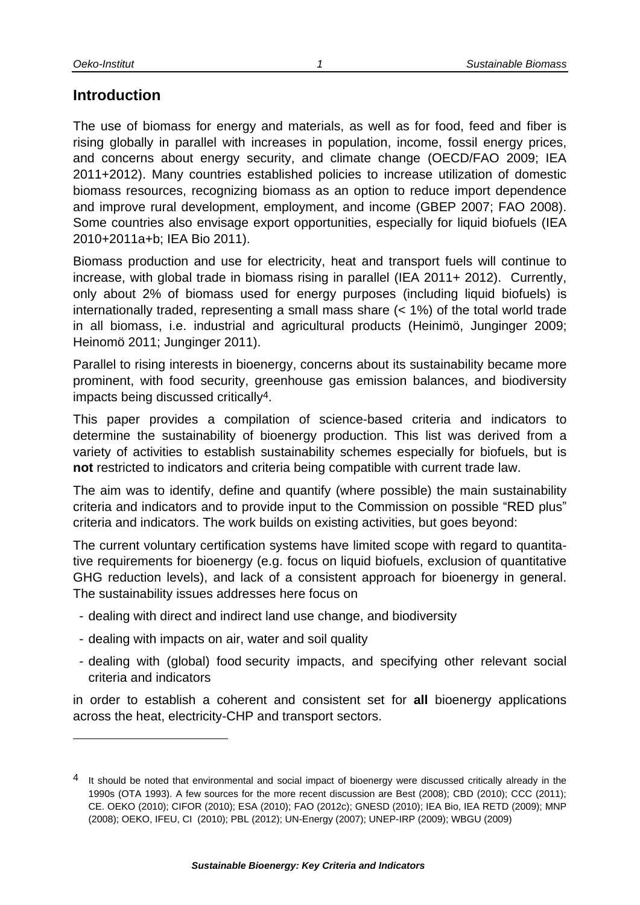## Introduction

The use of biomass for energy and materials, as well as for food, feed and fiber is rising globally in parallel with increases in population, income, fossil energy prices, and concerns about energy security, and climate change (OECD/FAO 2009; IEA 2011+2012). Many countries established policies to increase utilization of domestic biomass resources, recognizing biomass as an option to reduce import dependence and improve rural development, employment, and income (GBEP 2007; FAO 2008). Some countries also envisage export opportunities, especially for liquid biofuels (IEA 2010+2011a+b; IEA Bio 2011).

Biomass production and use for electricity, heat and transport fuels will continue to increase, with global trade in biomass rising in parallel (IEA 2011+ 2012). Currently, only about 2% of biomass used for energy purposes (including liquid biofuels) is internationally traded, representing a small mass share (< 1%) of the total world trade in all biomass, i.e. industrial and agricultural products (Heinimö, Junginger 2009; Heinomö 2011; Junginger 2011).

Parallel to rising interests in bioenergy, concerns about its sustainability became more prominent, with food security, greenhouse gas emission balances, and biodiversity impacts being discussed critically[4].

This paper provides a compilation of science-based criteria and indicators to determine the sustainability of bioenergy production. This list was derived from a variety of activities to establish sustainability schemes especially for biofuels, but is **not** restricted to indicators and criteria being compatible with current trade law.

The aim was to identify, define and quantify (where possible) the main sustainability criteria and indicators and to provide input to the Commission on possible "RED plus" criteria and indicators. The work builds on existing activities, but goes beyond:

The current voluntary certification systems have limited scope with regard to quantitative requirements for bioenergy (e.g. focus on liquid biofuels, exclusion of quantitative GHG reduction levels), and lack of a consistent approach for bioenergy in general. The sustainability issues addresses here focus on

- dealing with direct and indirect land use change, and biodiversity
- dealing with impacts on air, water and soil quality
- dealing with (global) food security impacts, and specifying other relevant social criteria and indicators

in order to establish a coherent and consistent set for **all** bioenergy applications across the heat, electricity-CHP and transport sectors.

---

[4] It should be noted that environmental and social impact of bioenergy were discussed critically already in the 1990s (OTA 1993). A few sources for the more recent discussion are Best (2008); CBD (2010); CCC (2011); CE. OEKO (2010); CIFOR (2010); ESA (2010); FAO (2012c); GNESD (2010); IEA Bio, IEA RETD (2009); MNP (2008); OEKO, IFEU, CI (2010); PBL (2012); UN-Energy (2007); UNEP-IRP (2009); WBGU (2009)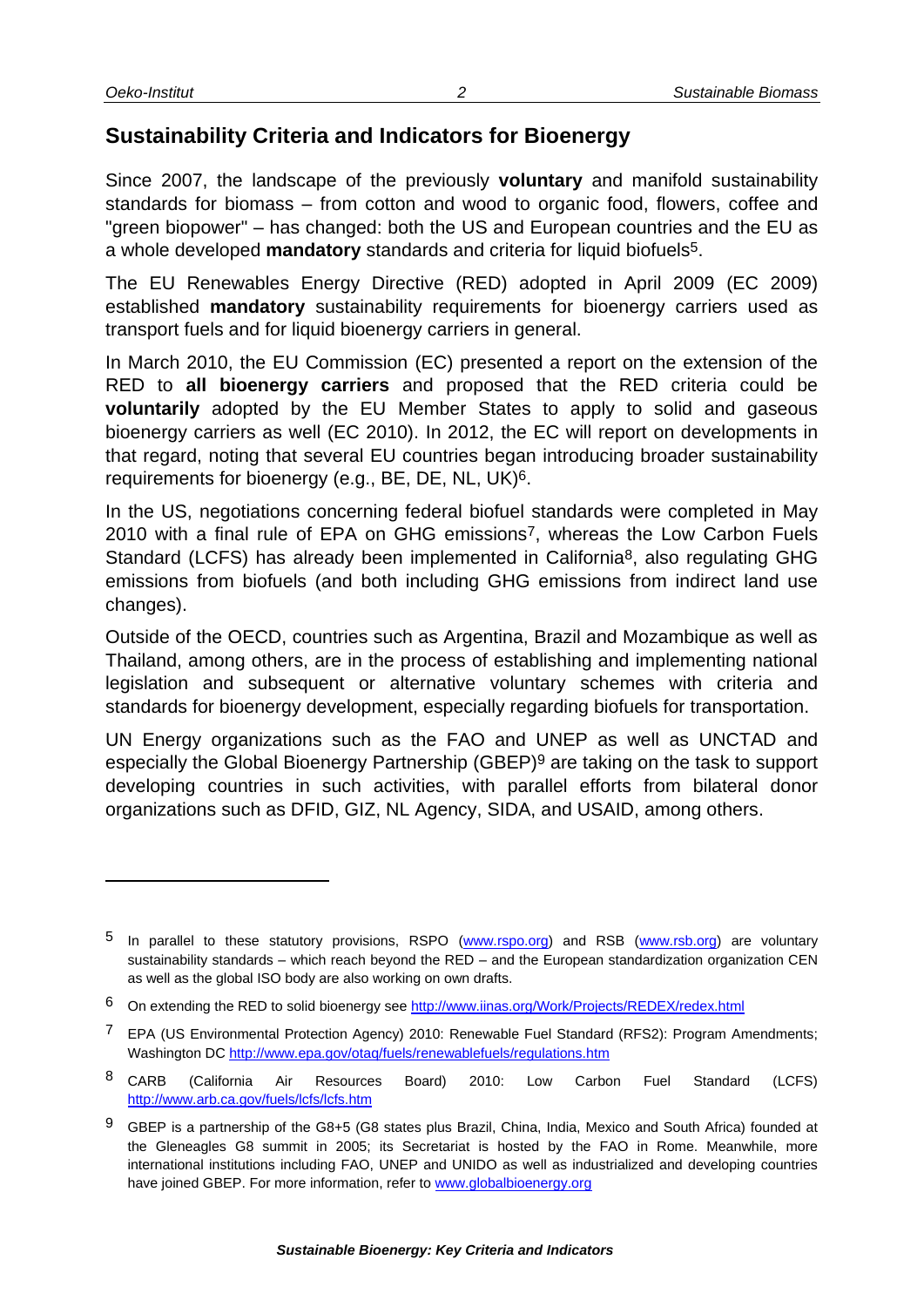## Sustainability Criteria and Indicators for Bioenergy

Since 2007, the landscape of the previously **voluntary** and manifold sustainability standards for biomass – from cotton and wood to organic food, flowers, coffee and "green biopower" – has changed: both the US and European countries and the EU as a whole developed **mandatory** standards and criteria for liquid biofuels[5].

The EU Renewables Energy Directive (RED) adopted in April 2009 (EC 2009) established **mandatory** sustainability requirements for bioenergy carriers used as transport fuels and for liquid bioenergy carriers in general.

In March 2010, the EU Commission (EC) presented a report on the extension of the RED to **all bioenergy carriers** and proposed that the RED criteria could be **voluntarily** adopted by the EU Member States to apply to solid and gaseous bioenergy carriers as well (EC 2010). In 2012, the EC will report on developments in that regard, noting that several EU countries began introducing broader sustainability requirements for bioenergy (e.g., BE, DE, NL, UK)[6].

In the US, negotiations concerning federal biofuel standards were completed in May 2010 with a final rule of EPA on GHG emissions[7], whereas the Low Carbon Fuels Standard (LCFS) has already been implemented in California[8], also regulating GHG emissions from biofuels (and both including GHG emissions from indirect land use changes).

Outside of the OECD, countries such as Argentina, Brazil and Mozambique as well as Thailand, among others, are in the process of establishing and implementing national legislation and subsequent or alternative voluntary schemes with criteria and standards for bioenergy development, especially regarding biofuels for transportation.

UN Energy organizations such as the FAO and UNEP as well as UNCTAD and especially the Global Bioenergy Partnership (GBEP)[9] are taking on the task to support developing countries in such activities, with parallel efforts from bilateral donor organizations such as DFID, GIZ, NL Agency, SIDA, and USAID, among others.

---

[5] In parallel to these statutory provisions, RSPO (www.rspo.org) and RSB (www.rsb.org) are voluntary sustainability standards – which reach beyond the RED – and the European standardization organization CEN as well as the global ISO body are also working on own drafts.

[6] On extending the RED to solid bioenergy see http://www.iinas.org/Work/Projects/REDEX/redex.html

[7] EPA (US Environmental Protection Agency) 2010: Renewable Fuel Standard (RFS2): Program Amendments; Washington DC http://www.epa.gov/otaq/fuels/renewablefuels/regulations.htm

[8] CARB (California Air Resources Board) 2010: Low Carbon Fuel Standard (LCFS) http://www.arb.ca.gov/fuels/lcfs/lcfs.htm

[9] GBEP is a partnership of the G8+5 (G8 states plus Brazil, China, India, Mexico and South Africa) founded at the Gleneagles G8 summit in 2005; its Secretariat is hosted by the FAO in Rome. Meanwhile, more international institutions including FAO, UNEP and UNIDO as well as industrialized and developing countries have joined GBEP. For more information, refer to www.globalbioenergy.org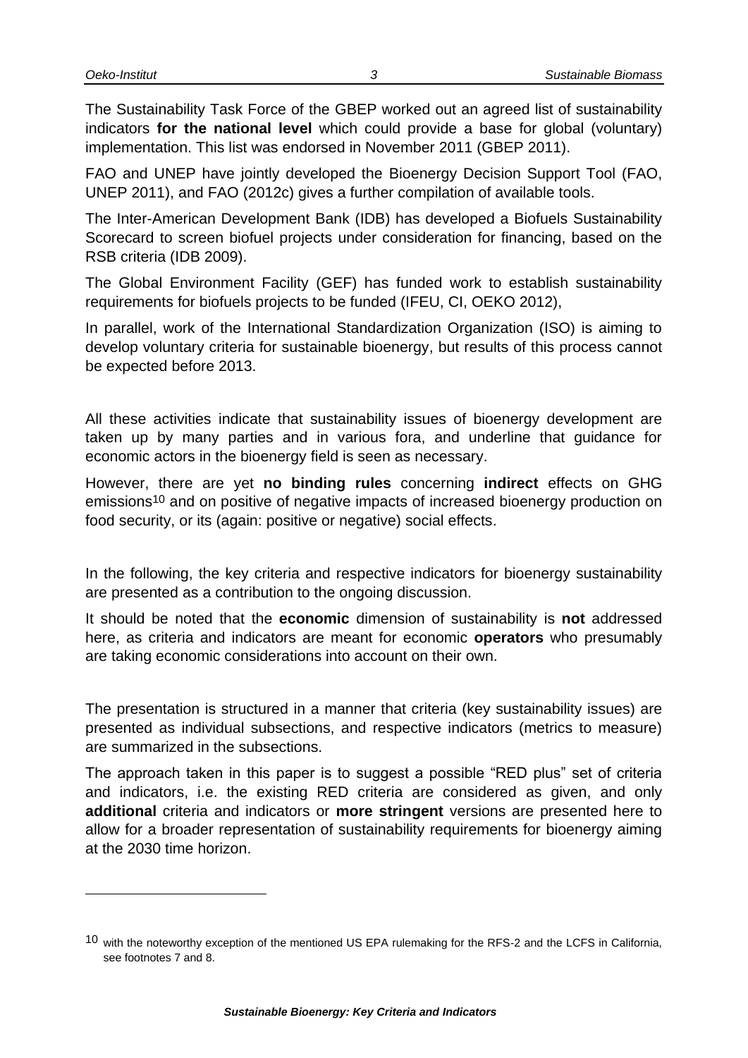The Sustainability Task Force of the GBEP worked out an agreed list of sustainability indicators **for the national level** which could provide a base for global (voluntary) implementation. This list was endorsed in November 2011 (GBEP 2011).

FAO and UNEP have jointly developed the Bioenergy Decision Support Tool (FAO, UNEP 2011), and FAO (2012c) gives a further compilation of available tools.

The Inter-American Development Bank (IDB) has developed a Biofuels Sustainability Scorecard to screen biofuel projects under consideration for financing, based on the RSB criteria (IDB 2009).

The Global Environment Facility (GEF) has funded work to establish sustainability requirements for biofuels projects to be funded (IFEU, CI, OEKO 2012),

In parallel, work of the International Standardization Organization (ISO) is aiming to develop voluntary criteria for sustainable bioenergy, but results of this process cannot be expected before 2013.

All these activities indicate that sustainability issues of bioenergy development are taken up by many parties and in various fora, and underline that guidance for economic actors in the bioenergy field is seen as necessary.

However, there are yet **no binding rules** concerning **indirect** effects on GHG emissions[10] and on positive of negative impacts of increased bioenergy production on food security, or its (again: positive or negative) social effects.

In the following, the key criteria and respective indicators for bioenergy sustainability are presented as a contribution to the ongoing discussion.

It should be noted that the **economic** dimension of sustainability is **not** addressed here, as criteria and indicators are meant for economic **operators** who presumably are taking economic considerations into account on their own.

The presentation is structured in a manner that criteria (key sustainability issues) are presented as individual subsections, and respective indicators (metrics to measure) are summarized in the subsections.

The approach taken in this paper is to suggest a possible "RED plus" set of criteria and indicators, i.e. the existing RED criteria are considered as given, and only **additional** criteria and indicators or **more stringent** versions are presented here to allow for a broader representation of sustainability requirements for bioenergy aiming at the 2030 time horizon.

---

[10] with the noteworthy exception of the mentioned US EPA rulemaking for the RFS-2 and the LCFS in California, see footnotes 7 and 8.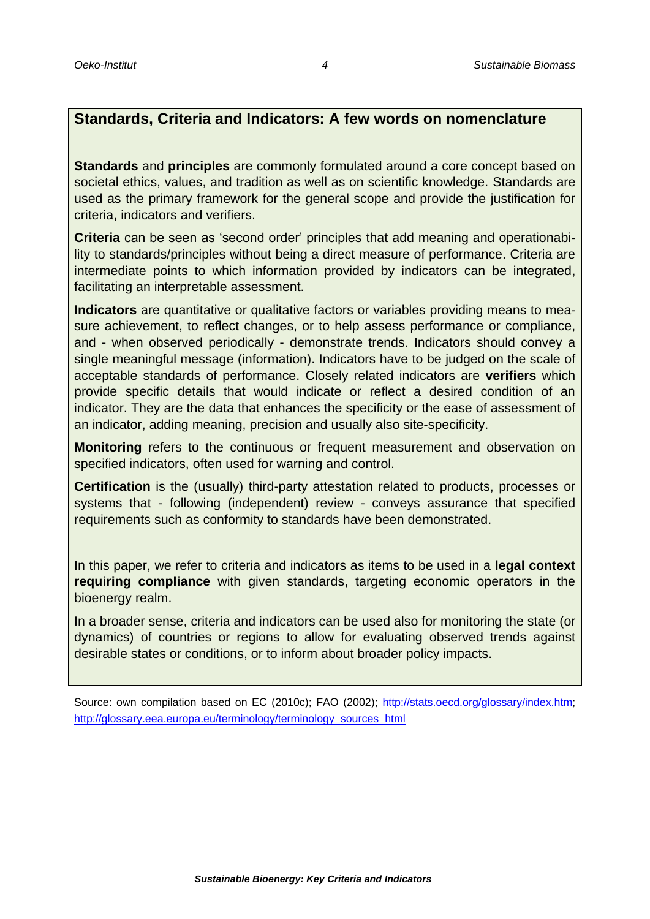## Standards, Criteria and Indicators: A few words on nomenclature

**Standards** and **principles** are commonly formulated around a core concept based on societal ethics, values, and tradition as well as on scientific knowledge. Standards are used as the primary framework for the general scope and provide the justification for criteria, indicators and verifiers.

**Criteria** can be seen as 'second order' principles that add meaning and operationability to standards/principles without being a direct measure of performance. Criteria are intermediate points to which information provided by indicators can be integrated, facilitating an interpretable assessment.

**Indicators** are quantitative or qualitative factors or variables providing means to measure achievement, to reflect changes, or to help assess performance or compliance, and - when observed periodically - demonstrate trends. Indicators should convey a single meaningful message (information). Indicators have to be judged on the scale of acceptable standards of performance. Closely related indicators are **verifiers** which provide specific details that would indicate or reflect a desired condition of an indicator. They are the data that enhances the specificity or the ease of assessment of an indicator, adding meaning, precision and usually also site-specificity.

**Monitoring** refers to the continuous or frequent measurement and observation on specified indicators, often used for warning and control.

**Certification** is the (usually) third-party attestation related to products, processes or systems that - following (independent) review - conveys assurance that specified requirements such as conformity to standards have been demonstrated.

In this paper, we refer to criteria and indicators as items to be used in a **legal context requiring compliance** with given standards, targeting economic operators in the bioenergy realm.

In a broader sense, criteria and indicators can be used also for monitoring the state (or dynamics) of countries or regions to allow for evaluating observed trends against desirable states or conditions, or to inform about broader policy impacts.

Source: own compilation based on EC (2010c); FAO (2002); http://stats.oecd.org/glossary/index.htm; http://glossary.eea.europa.eu/terminology/terminology_sources_html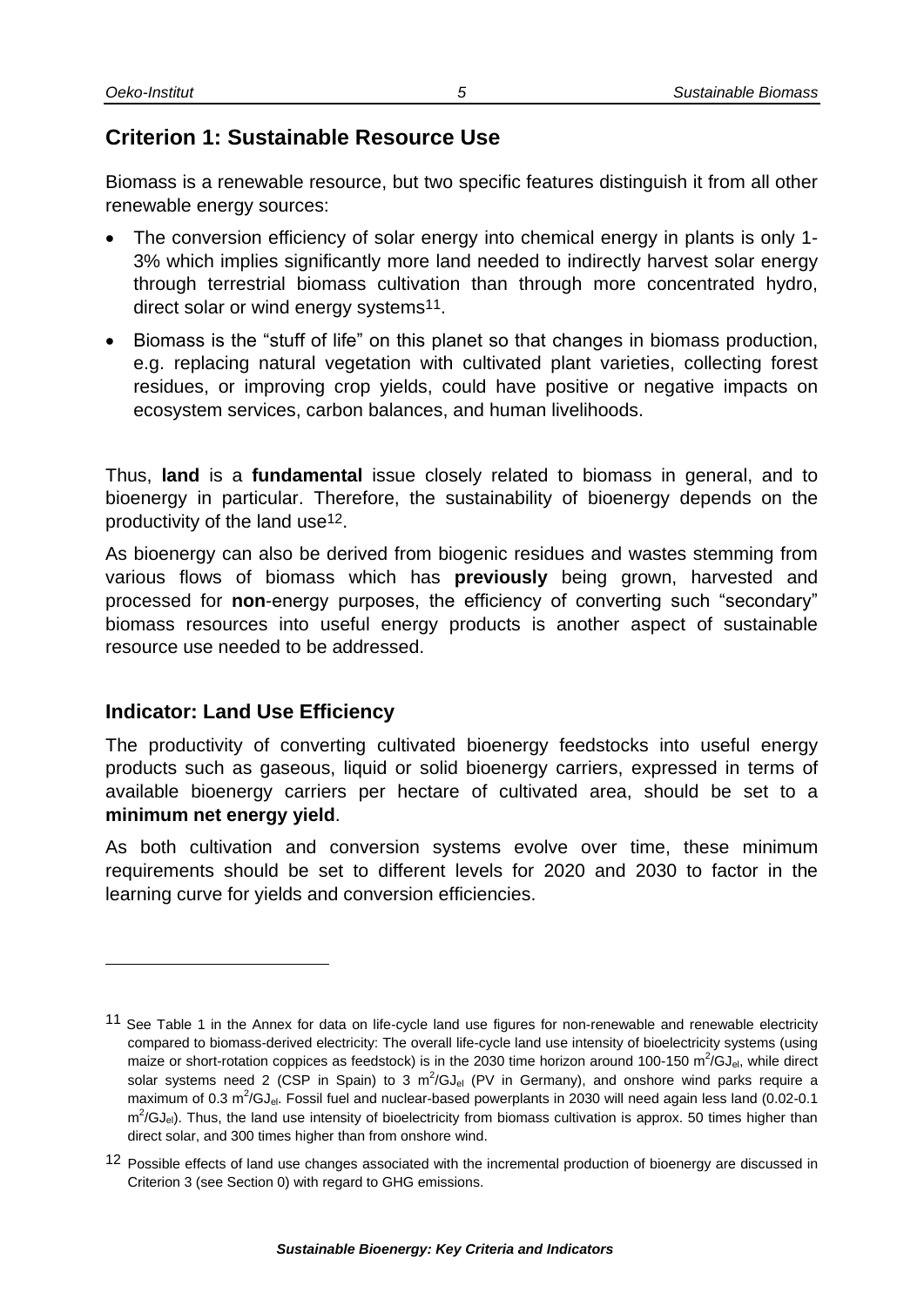## Criterion 1: Sustainable Resource Use

Biomass is a renewable resource, but two specific features distinguish it from all other renewable energy sources:

- The conversion efficiency of solar energy into chemical energy in plants is only 1-3% which implies significantly more land needed to indirectly harvest solar energy through terrestrial biomass cultivation than through more concentrated hydro, direct solar or wind energy systems[11].
- Biomass is the "stuff of life" on this planet so that changes in biomass production, e.g. replacing natural vegetation with cultivated plant varieties, collecting forest residues, or improving crop yields, could have positive or negative impacts on ecosystem services, carbon balances, and human livelihoods.

Thus, **land** is a **fundamental** issue closely related to biomass in general, and to bioenergy in particular. Therefore, the sustainability of bioenergy depends on the productivity of the land use[12].

As bioenergy can also be derived from biogenic residues and wastes stemming from various flows of biomass which has **previously** being grown, harvested and processed for **non**-energy purposes, the efficiency of converting such "secondary" biomass resources into useful energy products is another aspect of sustainable resource use needed to be addressed.

### Indicator: Land Use Efficiency

The productivity of converting cultivated bioenergy feedstocks into useful energy products such as gaseous, liquid or solid bioenergy carriers, expressed in terms of available bioenergy carriers per hectare of cultivated area, should be set to a **minimum net energy yield**.

As both cultivation and conversion systems evolve over time, these minimum requirements should be set to different levels for 2020 and 2030 to factor in the learning curve for yields and conversion efficiencies.

---

[11] See Table 1 in the Annex for data on life-cycle land use figures for non-renewable and renewable electricity compared to biomass-derived electricity: The overall life-cycle land use intensity of bioelectricity systems (using maize or short-rotation coppices as feedstock) is in the 2030 time horizon around 100-150 $m^2/GJ_{el}$, while direct solar systems need 2 (CSP in Spain) to 3 $m^2/GJ_{el}$ (PV in Germany), and onshore wind parks require a maximum of 0.3 $m^2/GJ_{el}$. Fossil fuel and nuclear-based powerplants in 2030 will need again less land (0.02-0.1 $m^2/GJ_{el}$). Thus, the land use intensity of bioelectricity from biomass cultivation is approx. 50 times higher than direct solar, and 300 times higher than from onshore wind.

[12] Possible effects of land use changes associated with the incremental production of bioenergy are discussed in Criterion 3 (see Section 0) with regard to GHG emissions.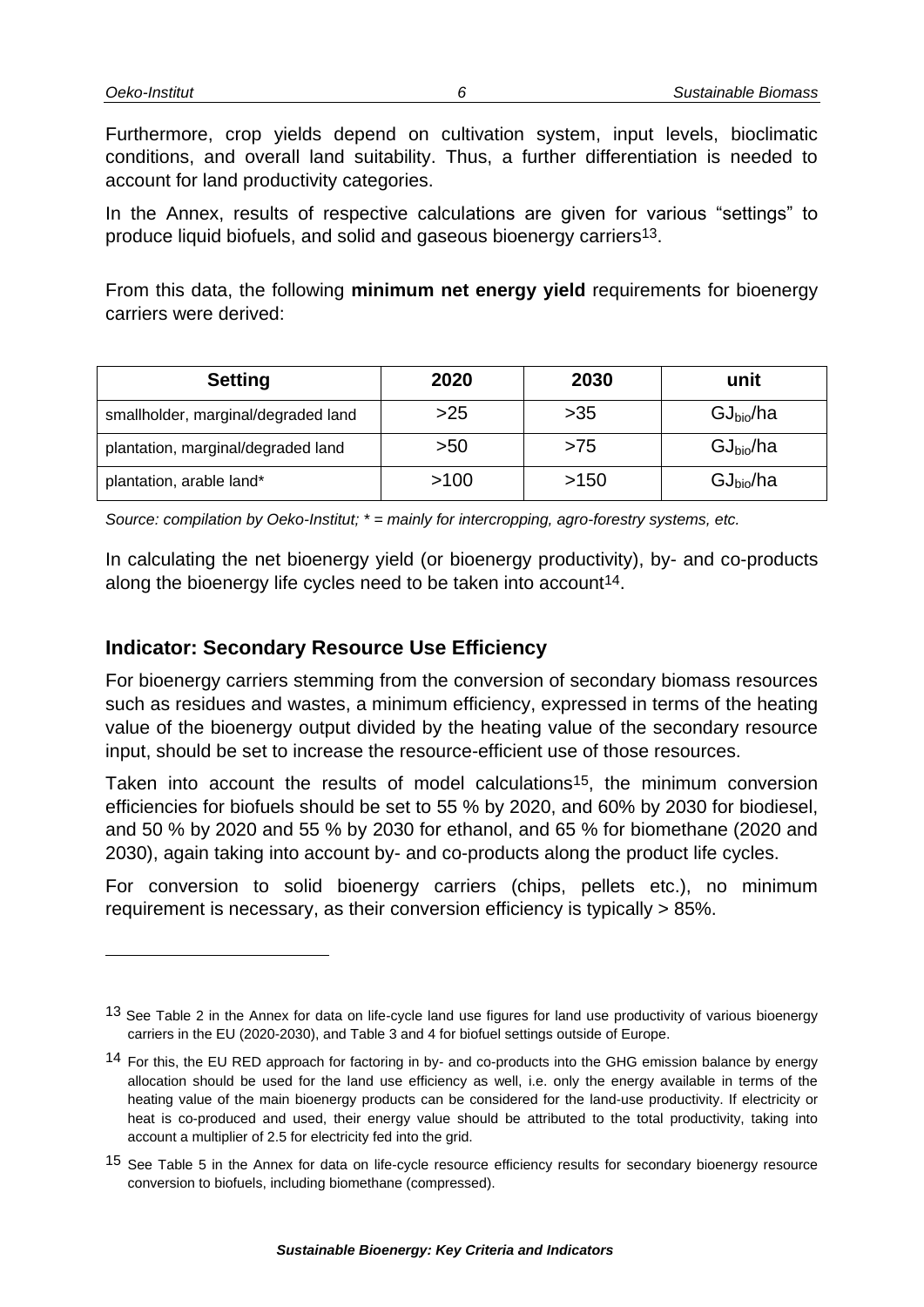Furthermore, crop yields depend on cultivation system, input levels, bioclimatic conditions, and overall land suitability. Thus, a further differentiation is needed to account for land productivity categories.

In the Annex, results of respective calculations are given for various "settings" to produce liquid biofuels, and solid and gaseous bioenergy carriers[13].

From this data, the following **minimum net energy yield** requirements for bioenergy carriers were derived:

| Setting | 2020 | 2030 | unit |
|---|---|---|---|
| smallholder, marginal/degraded land | >25 | >35 | $GJ_{bio}$/ha |
| plantation, marginal/degraded land | >50 | >75 | $GJ_{bio}$/ha |
| plantation, arable land* | >100 | >150 | $GJ_{bio}$/ha |

*Source: compilation by Oeko-Institut; * = mainly for intercropping, agro-forestry systems, etc.*

In calculating the net bioenergy yield (or bioenergy productivity), by- and co-products along the bioenergy life cycles need to be taken into account[14].

### Indicator: Secondary Resource Use Efficiency

For bioenergy carriers stemming from the conversion of secondary biomass resources such as residues and wastes, a minimum efficiency, expressed in terms of the heating value of the bioenergy output divided by the heating value of the secondary resource input, should be set to increase the resource-efficient use of those resources.

Taken into account the results of model calculations[15], the minimum conversion efficiencies for biofuels should be set to 55 % by 2020, and 60% by 2030 for biodiesel, and 50 % by 2020 and 55 % by 2030 for ethanol, and 65 % for biomethane (2020 and 2030), again taking into account by- and co-products along the product life cycles.

For conversion to solid bioenergy carriers (chips, pellets etc.), no minimum requirement is necessary, as their conversion efficiency is typically > 85%.

---

[13] See Table 2 in the Annex for data on life-cycle land use figures for land use productivity of various bioenergy carriers in the EU (2020-2030), and Table 3 and 4 for biofuel settings outside of Europe.

[14] For this, the EU RED approach for factoring in by- and co-products into the GHG emission balance by energy allocation should be used for the land use efficiency as well, i.e. only the energy available in terms of the heating value of the main bioenergy products can be considered for the land-use productivity. If electricity or heat is co-produced and used, their energy value should be attributed to the total productivity, taking into account a multiplier of 2.5 for electricity fed into the grid.

[15] See Table 5 in the Annex for data on life-cycle resource efficiency results for secondary bioenergy resource conversion to biofuels, including biomethane (compressed).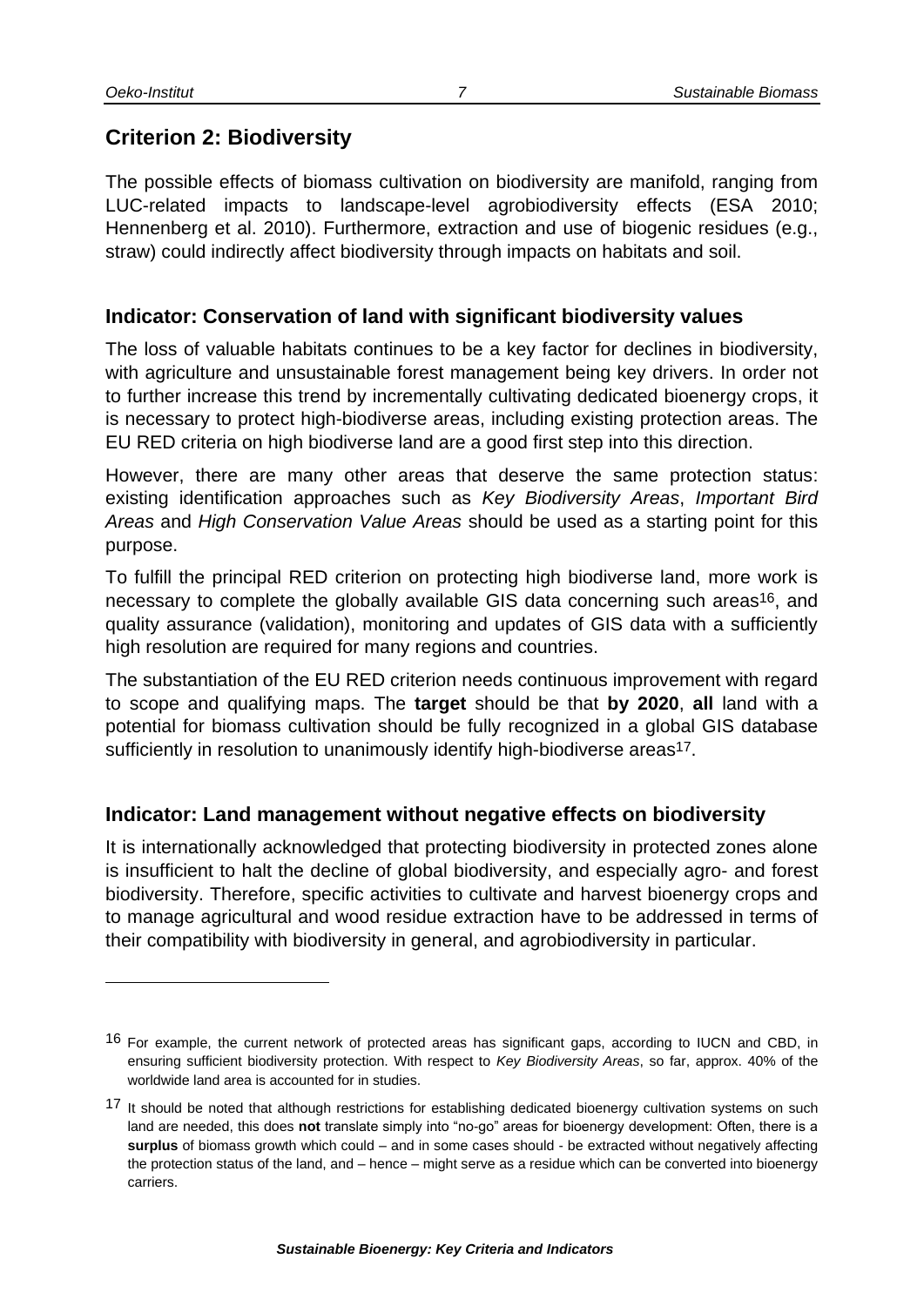## Criterion 2: Biodiversity

The possible effects of biomass cultivation on biodiversity are manifold, ranging from LUC-related impacts to landscape-level agrobiodiversity effects (ESA 2010; Hennenberg et al. 2010). Furthermore, extraction and use of biogenic residues (e.g., straw) could indirectly affect biodiversity through impacts on habitats and soil.

### Indicator: Conservation of land with significant biodiversity values

The loss of valuable habitats continues to be a key factor for declines in biodiversity, with agriculture and unsustainable forest management being key drivers. In order not to further increase this trend by incrementally cultivating dedicated bioenergy crops, it is necessary to protect high-biodiverse areas, including existing protection areas. The EU RED criteria on high biodiverse land are a good first step into this direction.

However, there are many other areas that deserve the same protection status: existing identification approaches such as *Key Biodiversity Areas*, *Important Bird Areas* and *High Conservation Value Areas* should be used as a starting point for this purpose.

To fulfill the principal RED criterion on protecting high biodiverse land, more work is necessary to complete the globally available GIS data concerning such areas[16], and quality assurance (validation), monitoring and updates of GIS data with a sufficiently high resolution are required for many regions and countries.

The substantiation of the EU RED criterion needs continuous improvement with regard to scope and qualifying maps. The **target** should be that **by 2020**, **all** land with a potential for biomass cultivation should be fully recognized in a global GIS database sufficiently in resolution to unanimously identify high-biodiverse areas[17].

### Indicator: Land management without negative effects on biodiversity

It is internationally acknowledged that protecting biodiversity in protected zones alone is insufficient to halt the decline of global biodiversity, and especially agro- and forest biodiversity. Therefore, specific activities to cultivate and harvest bioenergy crops and to manage agricultural and wood residue extraction have to be addressed in terms of their compatibility with biodiversity in general, and agrobiodiversity in particular.

---

[16] For example, the current network of protected areas has significant gaps, according to IUCN and CBD, in ensuring sufficient biodiversity protection. With respect to *Key Biodiversity Areas*, so far, approx. 40% of the worldwide land area is accounted for in studies.

[17] It should be noted that although restrictions for establishing dedicated bioenergy cultivation systems on such land are needed, this does **not** translate simply into "no-go" areas for bioenergy development: Often, there is a **surplus** of biomass growth which could – and in some cases should - be extracted without negatively affecting the protection status of the land, and – hence – might serve as a residue which can be converted into bioenergy carriers.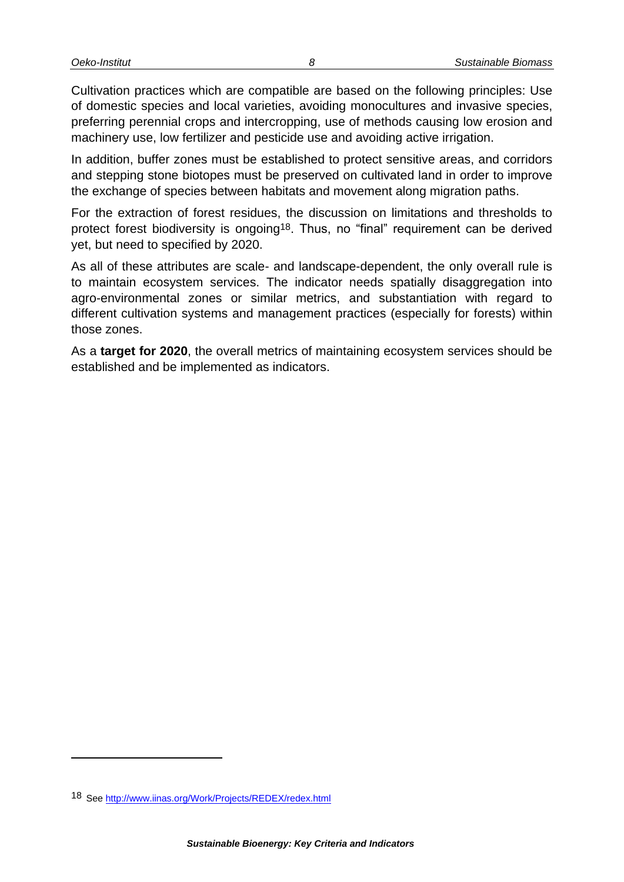Cultivation practices which are compatible are based on the following principles: Use of domestic species and local varieties, avoiding monocultures and invasive species, preferring perennial crops and intercropping, use of methods causing low erosion and machinery use, low fertilizer and pesticide use and avoiding active irrigation.

In addition, buffer zones must be established to protect sensitive areas, and corridors and stepping stone biotopes must be preserved on cultivated land in order to improve the exchange of species between habitats and movement along migration paths.

For the extraction of forest residues, the discussion on limitations and thresholds to protect forest biodiversity is ongoing[18]. Thus, no "final" requirement can be derived yet, but need to specified by 2020.

As all of these attributes are scale- and landscape-dependent, the only overall rule is to maintain ecosystem services. The indicator needs spatially disaggregation into agro-environmental zones or similar metrics, and substantiation with regard to different cultivation systems and management practices (especially for forests) within those zones.

As a **target for 2020**, the overall metrics of maintaining ecosystem services should be established and be implemented as indicators.

---

[18] See http://www.iinas.org/Work/Projects/REDEX/redex.html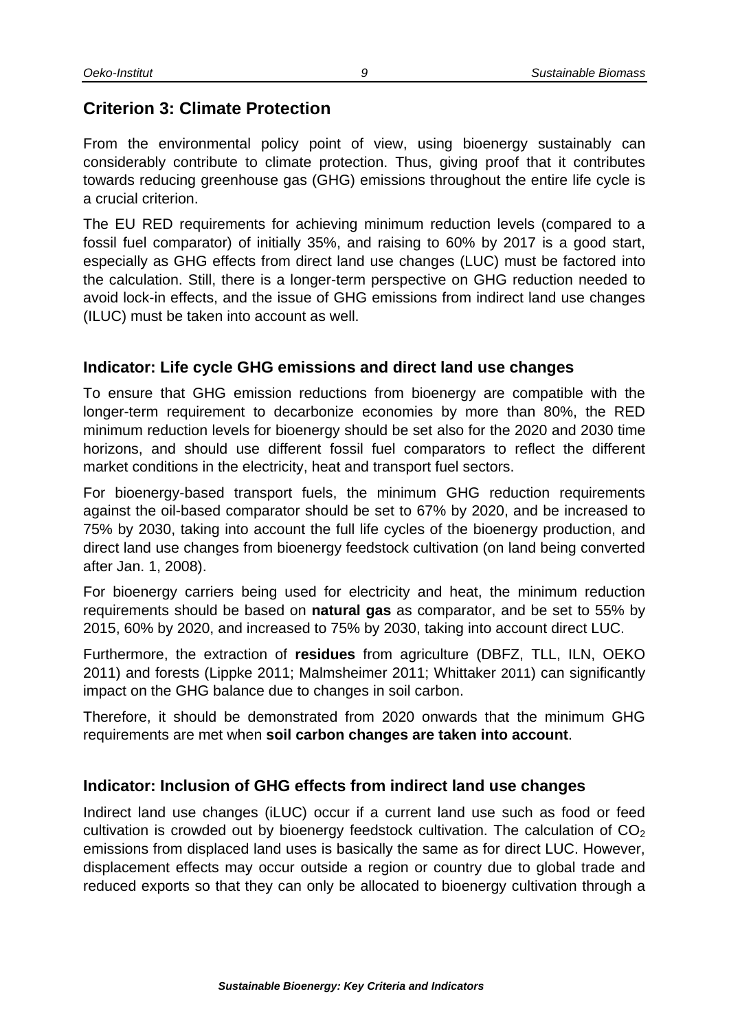## Criterion 3: Climate Protection

From the environmental policy point of view, using bioenergy sustainably can considerably contribute to climate protection. Thus, giving proof that it contributes towards reducing greenhouse gas (GHG) emissions throughout the entire life cycle is a crucial criterion.

The EU RED requirements for achieving minimum reduction levels (compared to a fossil fuel comparator) of initially 35%, and raising to 60% by 2017 is a good start, especially as GHG effects from direct land use changes (LUC) must be factored into the calculation. Still, there is a longer-term perspective on GHG reduction needed to avoid lock-in effects, and the issue of GHG emissions from indirect land use changes (ILUC) must be taken into account as well.

### Indicator: Life cycle GHG emissions and direct land use changes

To ensure that GHG emission reductions from bioenergy are compatible with the longer-term requirement to decarbonize economies by more than 80%, the RED minimum reduction levels for bioenergy should be set also for the 2020 and 2030 time horizons, and should use different fossil fuel comparators to reflect the different market conditions in the electricity, heat and transport fuel sectors.

For bioenergy-based transport fuels, the minimum GHG reduction requirements against the oil-based comparator should be set to 67% by 2020, and be increased to 75% by 2030, taking into account the full life cycles of the bioenergy production, and direct land use changes from bioenergy feedstock cultivation (on land being converted after Jan. 1, 2008).

For bioenergy carriers being used for electricity and heat, the minimum reduction requirements should be based on **natural gas** as comparator, and be set to 55% by 2015, 60% by 2020, and increased to 75% by 2030, taking into account direct LUC.

Furthermore, the extraction of **residues** from agriculture (DBFZ, TLL, ILN, OEKO 2011) and forests (Lippke 2011; Malmsheimer 2011; Whittaker 2011) can significantly impact on the GHG balance due to changes in soil carbon.

Therefore, it should be demonstrated from 2020 onwards that the minimum GHG requirements are met when **soil carbon changes are taken into account**.

### Indicator: Inclusion of GHG effects from indirect land use changes

Indirect land use changes (iLUC) occur if a current land use such as food or feed cultivation is crowded out by bioenergy feedstock cultivation. The calculation of $CO_2$ emissions from displaced land uses is basically the same as for direct LUC. However, displacement effects may occur outside a region or country due to global trade and reduced exports so that they can only be allocated to bioenergy cultivation through a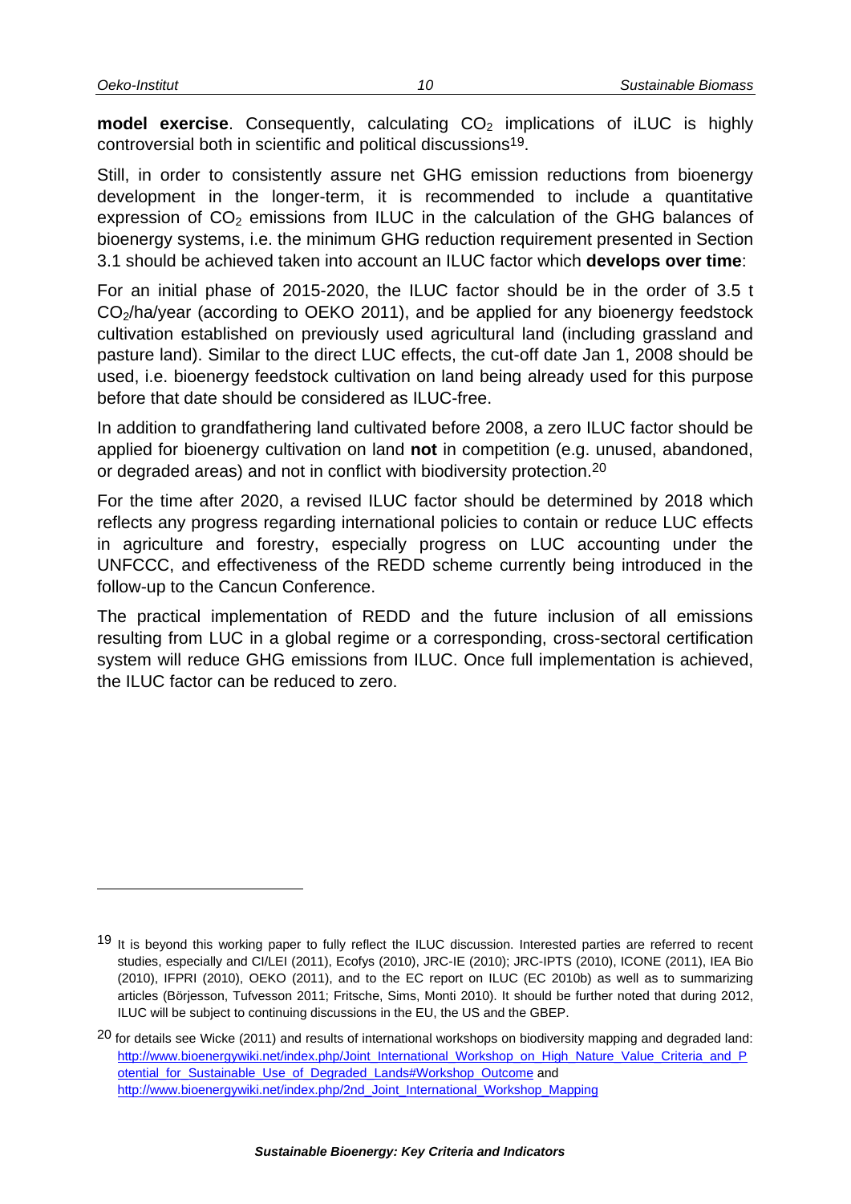**model exercise**. Consequently, calculating $CO_2$ implications of iLUC is highly controversial both in scientific and political discussions[19].

Still, in order to consistently assure net GHG emission reductions from bioenergy development in the longer-term, it is recommended to include a quantitative expression of $CO_2$ emissions from ILUC in the calculation of the GHG balances of bioenergy systems, i.e. the minimum GHG reduction requirement presented in Section 3.1 should be achieved taken into account an ILUC factor which **develops over time**:

For an initial phase of 2015-2020, the ILUC factor should be in the order of 3.5 t $CO_2$/ha/year (according to OEKO 2011), and be applied for any bioenergy feedstock cultivation established on previously used agricultural land (including grassland and pasture land). Similar to the direct LUC effects, the cut-off date Jan 1, 2008 should be used, i.e. bioenergy feedstock cultivation on land being already used for this purpose before that date should be considered as ILUC-free.

In addition to grandfathering land cultivated before 2008, a zero ILUC factor should be applied for bioenergy cultivation on land **not** in competition (e.g. unused, abandoned, or degraded areas) and not in conflict with biodiversity protection.[20]

For the time after 2020, a revised ILUC factor should be determined by 2018 which reflects any progress regarding international policies to contain or reduce LUC effects in agriculture and forestry, especially progress on LUC accounting under the UNFCCC, and effectiveness of the REDD scheme currently being introduced in the follow-up to the Cancun Conference.

The practical implementation of REDD and the future inclusion of all emissions resulting from LUC in a global regime or a corresponding, cross-sectoral certification system will reduce GHG emissions from ILUC. Once full implementation is achieved, the ILUC factor can be reduced to zero.

---

[19] It is beyond this working paper to fully reflect the ILUC discussion. Interested parties are referred to recent studies, especially and CI/LEI (2011), Ecofys (2010), JRC-IE (2010); JRC-IPTS (2010), ICONE (2011), IEA Bio (2010), IFPRI (2010), OEKO (2011), and to the EC report on ILUC (EC 2010b) as well as to summarizing articles (Börjesson, Tufvesson 2011; Fritsche, Sims, Monti 2010). It should be further noted that during 2012, ILUC will be subject to continuing discussions in the EU, the US and the GBEP.

[20] for details see Wicke (2011) and results of international workshops on biodiversity mapping and degraded land: http://www.bioenergywiki.net/index.php/Joint_International_Workshop_on_High_Nature_Value_Criteria_and_Potential_for_Sustainable_Use_of_Degraded_Lands#Workshop_Outcome and http://www.bioenergywiki.net/index.php/2nd_Joint_International_Workshop_Mapping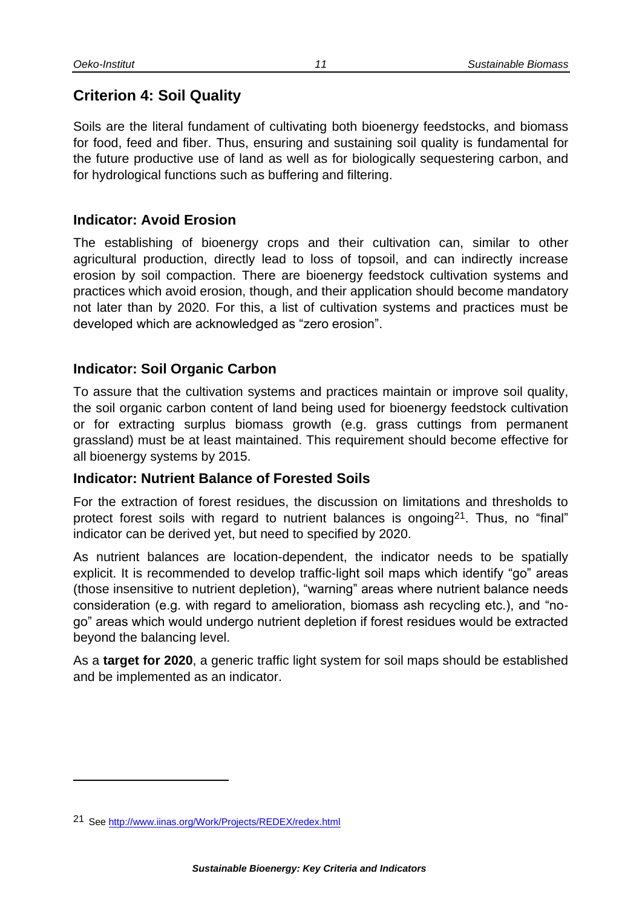## Criterion 4: Soil Quality

Soils are the literal fundament of cultivating both bioenergy feedstocks, and biomass for food, feed and fiber. Thus, ensuring and sustaining soil quality is fundamental for the future productive use of land as well as for biologically sequestering carbon, and for hydrological functions such as buffering and filtering.

### Indicator: Avoid Erosion

The establishing of bioenergy crops and their cultivation can, similar to other agricultural production, directly lead to loss of topsoil, and can indirectly increase erosion by soil compaction. There are bioenergy feedstock cultivation systems and practices which avoid erosion, though, and their application should become mandatory not later than by 2020. For this, a list of cultivation systems and practices must be developed which are acknowledged as "zero erosion".

### Indicator: Soil Organic Carbon

To assure that the cultivation systems and practices maintain or improve soil quality, the soil organic carbon content of land being used for bioenergy feedstock cultivation or for extracting surplus biomass growth (e.g. grass cuttings from permanent grassland) must be at least maintained. This requirement should become effective for all bioenergy systems by 2015.

### Indicator: Nutrient Balance of Forested Soils

For the extraction of forest residues, the discussion on limitations and thresholds to protect forest soils with regard to nutrient balances is ongoing[21]. Thus, no "final" indicator can be derived yet, but need to specified by 2020.

As nutrient balances are location-dependent, the indicator needs to be spatially explicit. It is recommended to develop traffic-light soil maps which identify "go" areas (those insensitive to nutrient depletion), "warning" areas where nutrient balance needs consideration (e.g. with regard to amelioration, biomass ash recycling etc.), and "no-go" areas which would undergo nutrient depletion if forest residues would be extracted beyond the balancing level.

As a **target for 2020**, a generic traffic light system for soil maps should be established and be implemented as an indicator.

---

[21] See http://www.iinas.org/Work/Projects/REDEX/redex.html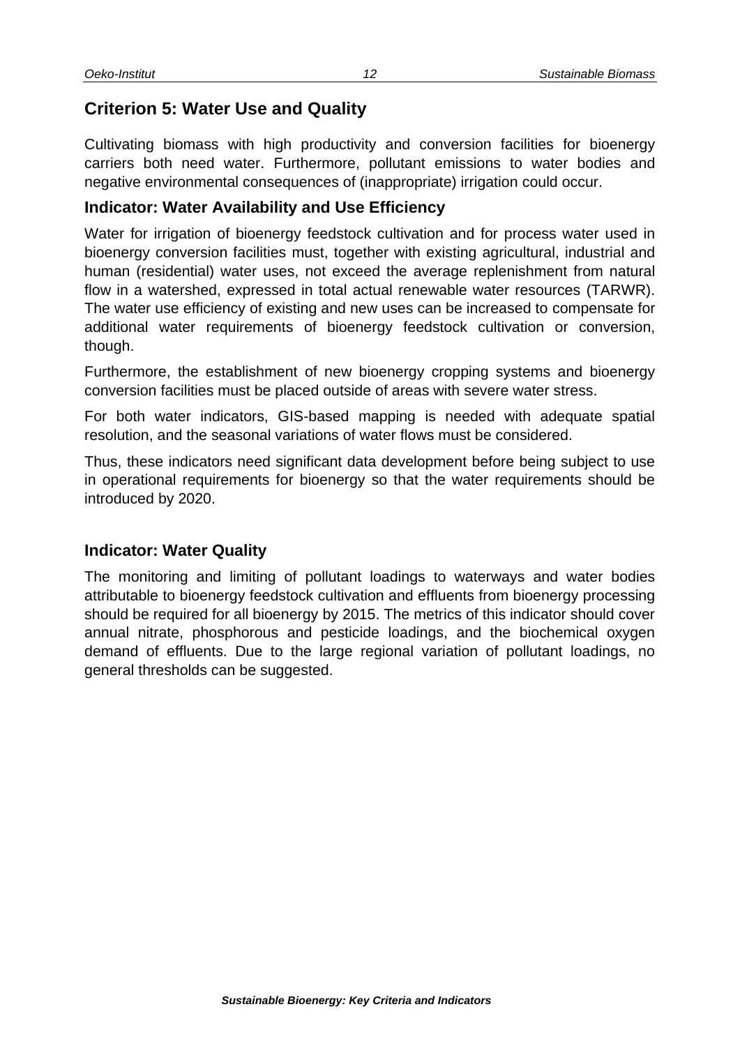## Criterion 5: Water Use and Quality

Cultivating biomass with high productivity and conversion facilities for bioenergy carriers both need water. Furthermore, pollutant emissions to water bodies and negative environmental consequences of (inappropriate) irrigation could occur.

### Indicator: Water Availability and Use Efficiency

Water for irrigation of bioenergy feedstock cultivation and for process water used in bioenergy conversion facilities must, together with existing agricultural, industrial and human (residential) water uses, not exceed the average replenishment from natural flow in a watershed, expressed in total actual renewable water resources (TARWR). The water use efficiency of existing and new uses can be increased to compensate for additional water requirements of bioenergy feedstock cultivation or conversion, though.

Furthermore, the establishment of new bioenergy cropping systems and bioenergy conversion facilities must be placed outside of areas with severe water stress.

For both water indicators, GIS-based mapping is needed with adequate spatial resolution, and the seasonal variations of water flows must be considered.

Thus, these indicators need significant data development before being subject to use in operational requirements for bioenergy so that the water requirements should be introduced by 2020.

### Indicator: Water Quality

The monitoring and limiting of pollutant loadings to waterways and water bodies attributable to bioenergy feedstock cultivation and effluents from bioenergy processing should be required for all bioenergy by 2015. The metrics of this indicator should cover annual nitrate, phosphorous and pesticide loadings, and the biochemical oxygen demand of effluents. Due to the large regional variation of pollutant loadings, no general thresholds can be suggested.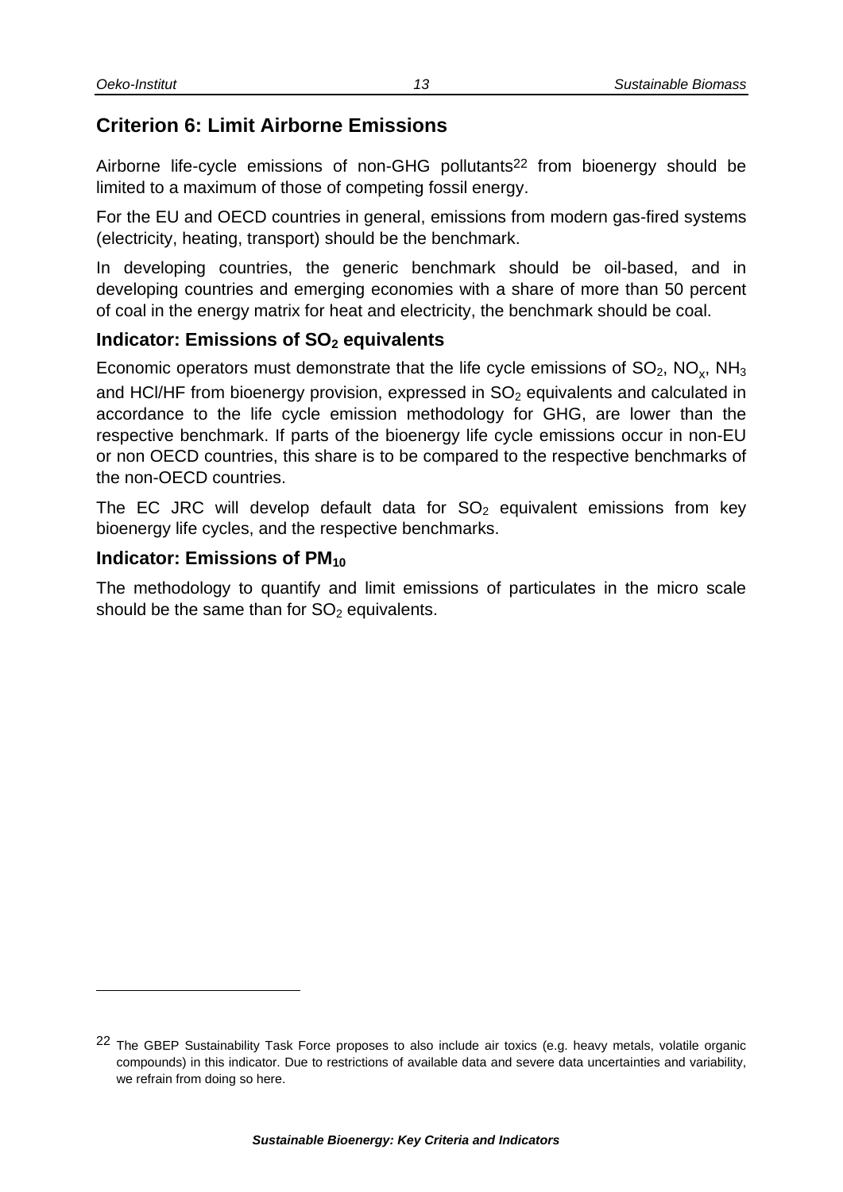## Criterion 6: Limit Airborne Emissions

Airborne life-cycle emissions of non-GHG pollutants[22] from bioenergy should be limited to a maximum of those of competing fossil energy.

For the EU and OECD countries in general, emissions from modern gas-fired systems (electricity, heating, transport) should be the benchmark.

In developing countries, the generic benchmark should be oil-based, and in developing countries and emerging economies with a share of more than 50 percent of coal in the energy matrix for heat and electricity, the benchmark should be coal.

### Indicator: Emissions of $SO_2$ equivalents

Economic operators must demonstrate that the life cycle emissions of $SO_2$, $NO_x$, $NH_3$ and HCl/HF from bioenergy provision, expressed in $SO_2$ equivalents and calculated in accordance to the life cycle emission methodology for GHG, are lower than the respective benchmark. If parts of the bioenergy life cycle emissions occur in non-EU or non OECD countries, this share is to be compared to the respective benchmarks of the non-OECD countries.

The EC JRC will develop default data for $SO_2$ equivalent emissions from key bioenergy life cycles, and the respective benchmarks.

### Indicator: Emissions of $PM_{10}$

The methodology to quantify and limit emissions of particulates in the micro scale should be the same than for $SO_2$ equivalents.

---

[22] The GBEP Sustainability Task Force proposes to also include air toxics (e.g. heavy metals, volatile organic compounds) in this indicator. Due to restrictions of available data and severe data uncertainties and variability, we refrain from doing so here.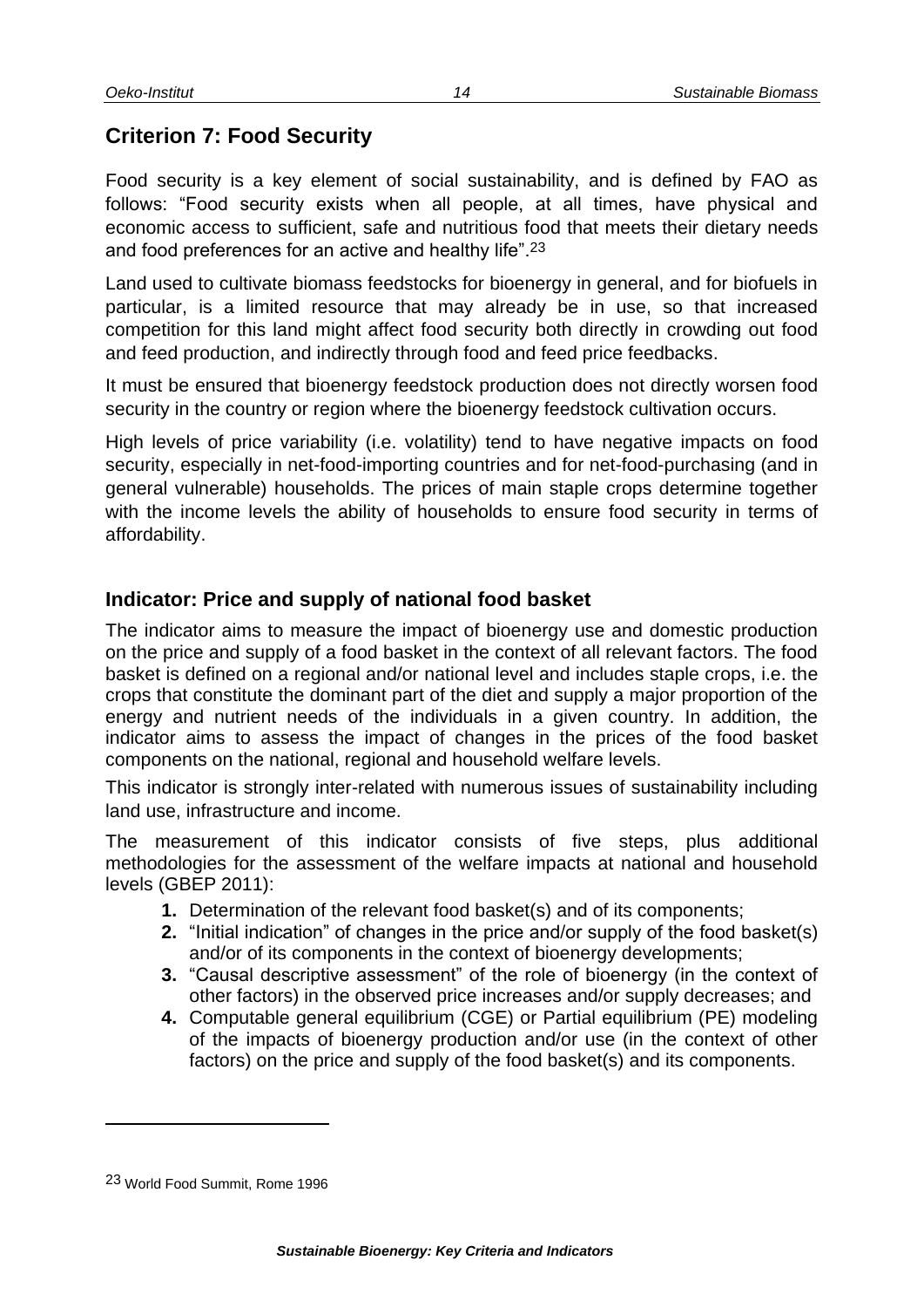## Criterion 7: Food Security

Food security is a key element of social sustainability, and is defined by FAO as follows: "Food security exists when all people, at all times, have physical and economic access to sufficient, safe and nutritious food that meets their dietary needs and food preferences for an active and healthy life".[23]

Land used to cultivate biomass feedstocks for bioenergy in general, and for biofuels in particular, is a limited resource that may already be in use, so that increased competition for this land might affect food security both directly in crowding out food and feed production, and indirectly through food and feed price feedbacks.

It must be ensured that bioenergy feedstock production does not directly worsen food security in the country or region where the bioenergy feedstock cultivation occurs.

High levels of price variability (i.e. volatility) tend to have negative impacts on food security, especially in net-food-importing countries and for net-food-purchasing (and in general vulnerable) households. The prices of main staple crops determine together with the income levels the ability of households to ensure food security in terms of affordability.

### Indicator: Price and supply of national food basket

The indicator aims to measure the impact of bioenergy use and domestic production on the price and supply of a food basket in the context of all relevant factors. The food basket is defined on a regional and/or national level and includes staple crops, i.e. the crops that constitute the dominant part of the diet and supply a major proportion of the energy and nutrient needs of the individuals in a given country. In addition, the indicator aims to assess the impact of changes in the prices of the food basket components on the national, regional and household welfare levels.

This indicator is strongly inter-related with numerous issues of sustainability including land use, infrastructure and income.

The measurement of this indicator consists of five steps, plus additional methodologies for the assessment of the welfare impacts at national and household levels (GBEP 2011):

1. Determination of the relevant food basket(s) and of its components;
2. "Initial indication" of changes in the price and/or supply of the food basket(s) and/or of its components in the context of bioenergy developments;
3. "Causal descriptive assessment" of the role of bioenergy (in the context of other factors) in the observed price increases and/or supply decreases; and
4. Computable general equilibrium (CGE) or Partial equilibrium (PE) modeling of the impacts of bioenergy production and/or use (in the context of other factors) on the price and supply of the food basket(s) and its components.

---

23 World Food Summit, Rome 1996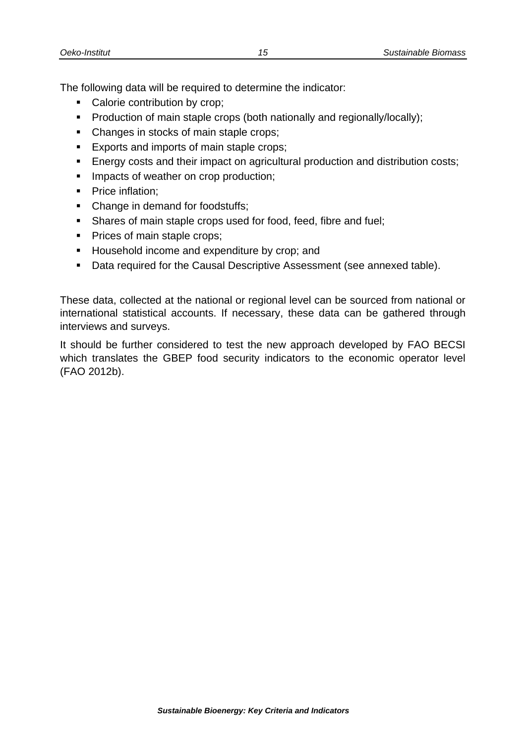The following data will be required to determine the indicator:

- Calorie contribution by crop;
- Production of main staple crops (both nationally and regionally/locally);
- Changes in stocks of main staple crops;
- Exports and imports of main staple crops;
- Energy costs and their impact on agricultural production and distribution costs;
- Impacts of weather on crop production;
- Price inflation;
- Change in demand for foodstuffs;
- Shares of main staple crops used for food, feed, fibre and fuel;
- Prices of main staple crops;
- Household income and expenditure by crop; and
- Data required for the Causal Descriptive Assessment (see annexed table).

These data, collected at the national or regional level can be sourced from national or international statistical accounts. If necessary, these data can be gathered through interviews and surveys.

It should be further considered to test the new approach developed by FAO BECSI which translates the GBEP food security indicators to the economic operator level (FAO 2012b).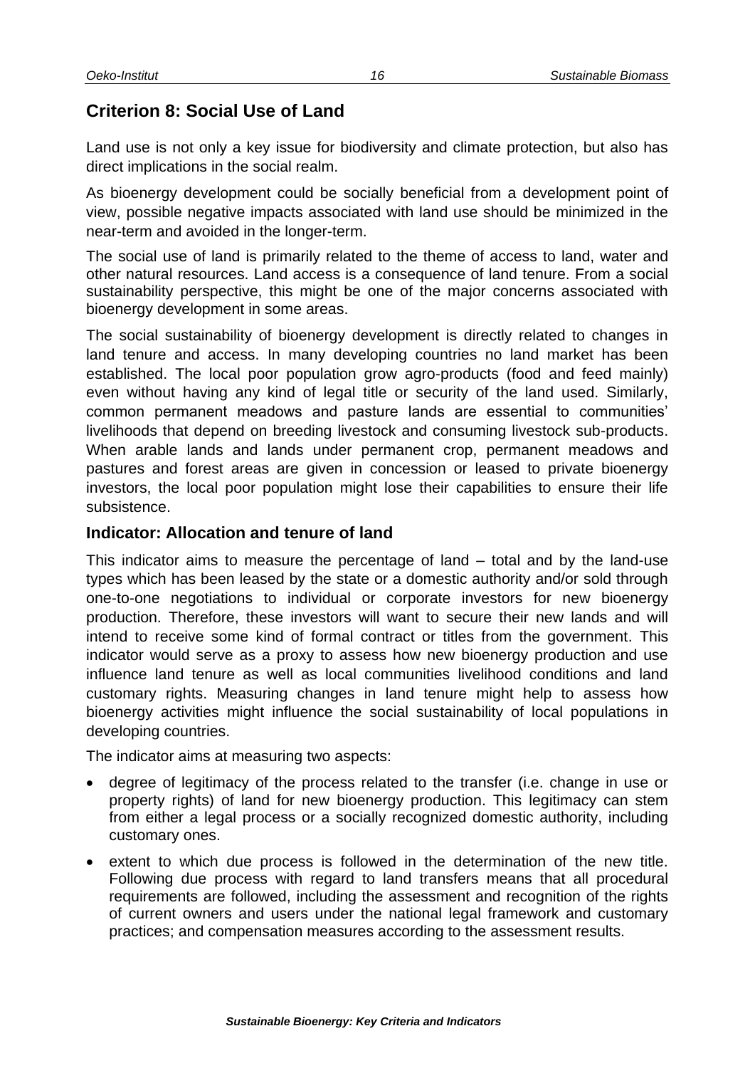## Criterion 8: Social Use of Land

Land use is not only a key issue for biodiversity and climate protection, but also has direct implications in the social realm.

As bioenergy development could be socially beneficial from a development point of view, possible negative impacts associated with land use should be minimized in the near-term and avoided in the longer-term.

The social use of land is primarily related to the theme of access to land, water and other natural resources. Land access is a consequence of land tenure. From a social sustainability perspective, this might be one of the major concerns associated with bioenergy development in some areas.

The social sustainability of bioenergy development is directly related to changes in land tenure and access. In many developing countries no land market has been established. The local poor population grow agro-products (food and feed mainly) even without having any kind of legal title or security of the land used. Similarly, common permanent meadows and pasture lands are essential to communities' livelihoods that depend on breeding livestock and consuming livestock sub-products. When arable lands and lands under permanent crop, permanent meadows and pastures and forest areas are given in concession or leased to private bioenergy investors, the local poor population might lose their capabilities to ensure their life subsistence.

### Indicator: Allocation and tenure of land

This indicator aims to measure the percentage of land – total and by the land-use types which has been leased by the state or a domestic authority and/or sold through one-to-one negotiations to individual or corporate investors for new bioenergy production. Therefore, these investors will want to secure their new lands and will intend to receive some kind of formal contract or titles from the government. This indicator would serve as a proxy to assess how new bioenergy production and use influence land tenure as well as local communities livelihood conditions and land customary rights. Measuring changes in land tenure might help to assess how bioenergy activities might influence the social sustainability of local populations in developing countries.

The indicator aims at measuring two aspects:

- degree of legitimacy of the process related to the transfer (i.e. change in use or property rights) of land for new bioenergy production. This legitimacy can stem from either a legal process or a socially recognized domestic authority, including customary ones.
- extent to which due process is followed in the determination of the new title. Following due process with regard to land transfers means that all procedural requirements are followed, including the assessment and recognition of the rights of current owners and users under the national legal framework and customary practices; and compensation measures according to the assessment results.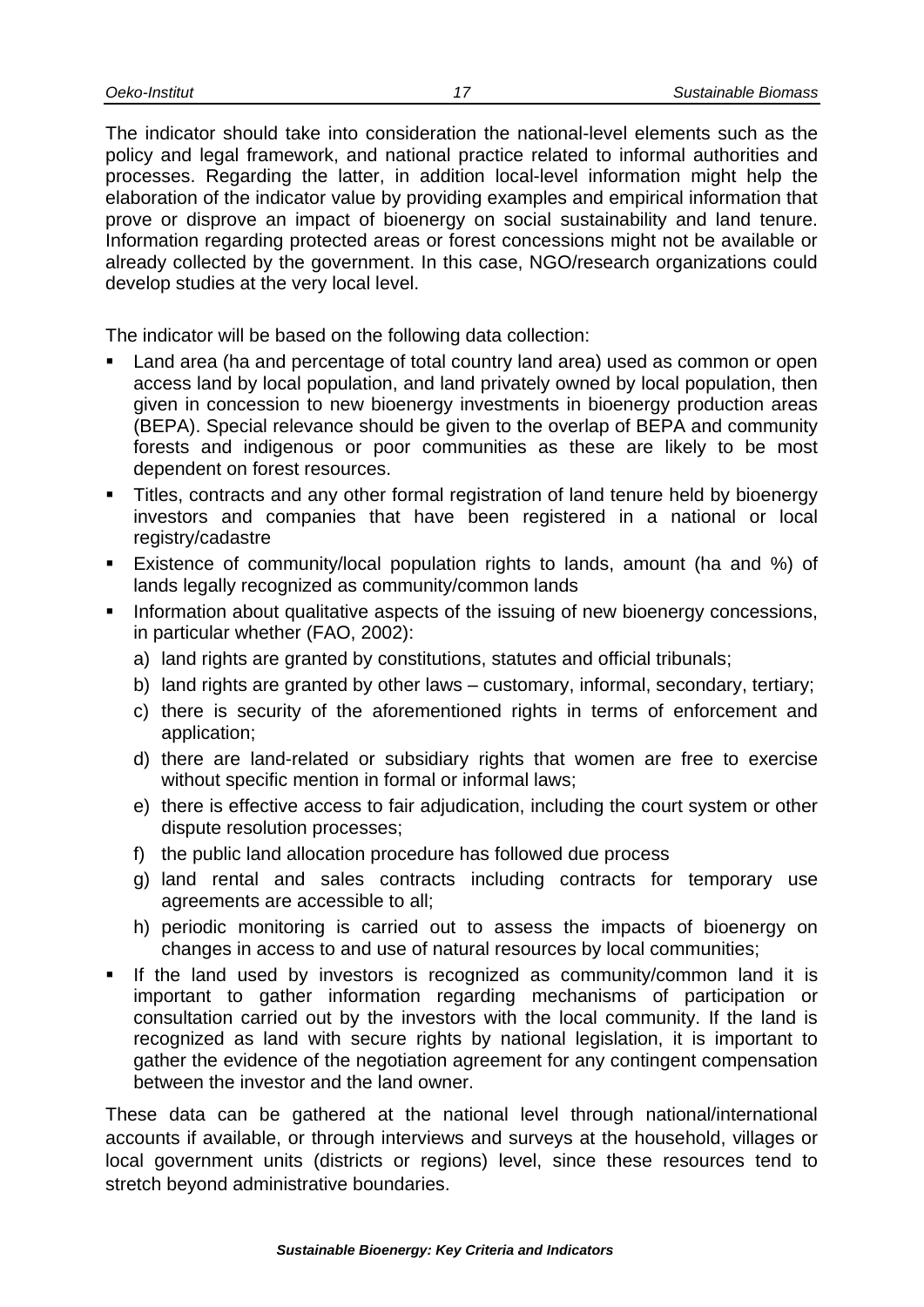The indicator should take into consideration the national-level elements such as the policy and legal framework, and national practice related to informal authorities and processes. Regarding the latter, in addition local-level information might help the elaboration of the indicator value by providing examples and empirical information that prove or disprove an impact of bioenergy on social sustainability and land tenure. Information regarding protected areas or forest concessions might not be available or already collected by the government. In this case, NGO/research organizations could develop studies at the very local level.

The indicator will be based on the following data collection:

- Land area (ha and percentage of total country land area) used as common or open access land by local population, and land privately owned by local population, then given in concession to new bioenergy investments in bioenergy production areas (BEPA). Special relevance should be given to the overlap of BEPA and community forests and indigenous or poor communities as these are likely to be most dependent on forest resources.
- Titles, contracts and any other formal registration of land tenure held by bioenergy investors and companies that have been registered in a national or local registry/cadastre
- Existence of community/local population rights to lands, amount (ha and %) of lands legally recognized as community/common lands
- Information about qualitative aspects of the issuing of new bioenergy concessions, in particular whether (FAO, 2002):
  a) land rights are granted by constitutions, statutes and official tribunals;
  b) land rights are granted by other laws – customary, informal, secondary, tertiary;
  c) there is security of the aforementioned rights in terms of enforcement and application;
  d) there are land-related or subsidiary rights that women are free to exercise without specific mention in formal or informal laws;
  e) there is effective access to fair adjudication, including the court system or other dispute resolution processes;
  f) the public land allocation procedure has followed due process
  g) land rental and sales contracts including contracts for temporary use agreements are accessible to all;
  h) periodic monitoring is carried out to assess the impacts of bioenergy on changes in access to and use of natural resources by local communities;
- If the land used by investors is recognized as community/common land it is important to gather information regarding mechanisms of participation or consultation carried out by the investors with the local community. If the land is recognized as land with secure rights by national legislation, it is important to gather the evidence of the negotiation agreement for any contingent compensation between the investor and the land owner.

These data can be gathered at the national level through national/international accounts if available, or through interviews and surveys at the household, villages or local government units (districts or regions) level, since these resources tend to stretch beyond administrative boundaries.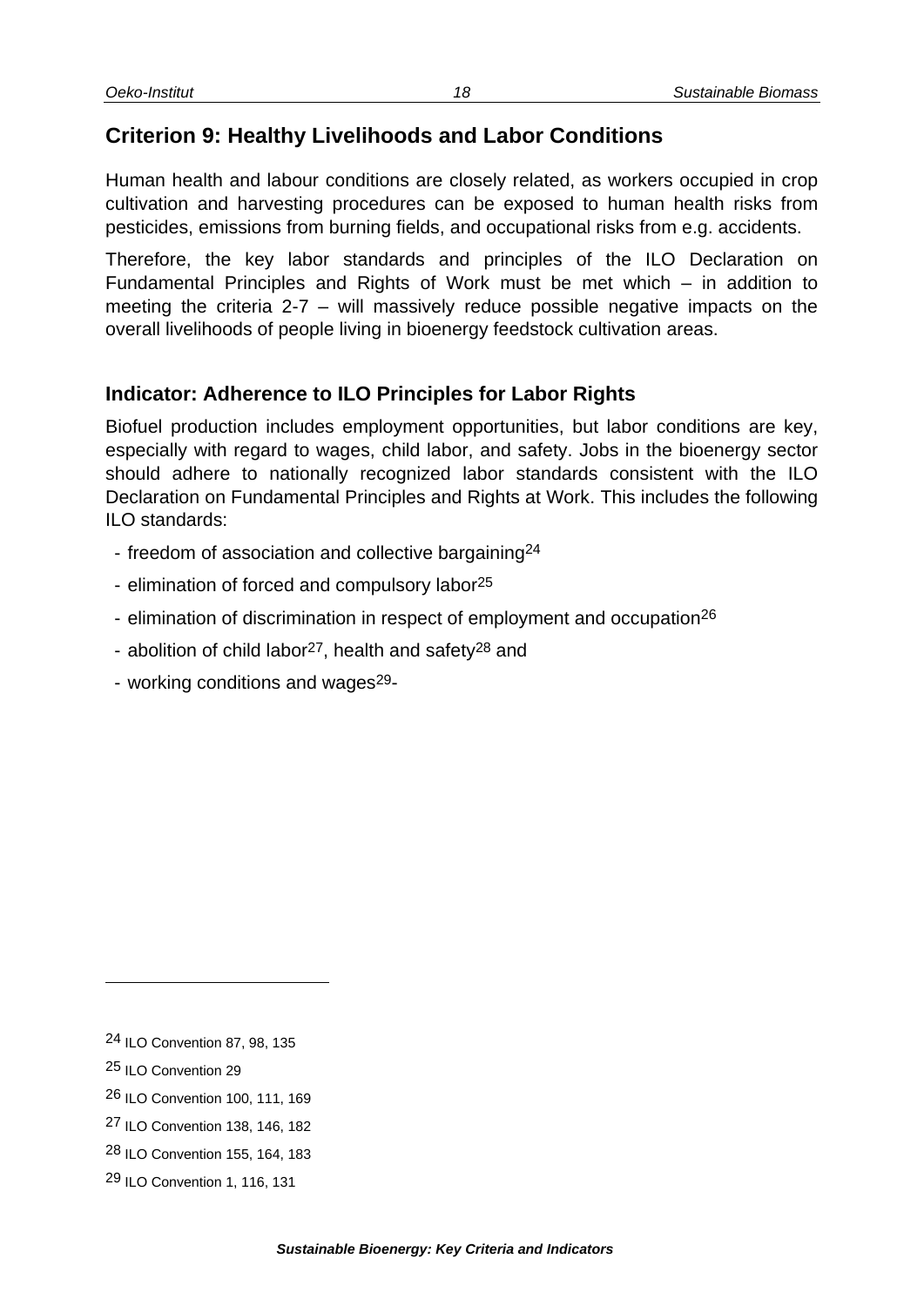## Criterion 9: Healthy Livelihoods and Labor Conditions

Human health and labour conditions are closely related, as workers occupied in crop cultivation and harvesting procedures can be exposed to human health risks from pesticides, emissions from burning fields, and occupational risks from e.g. accidents.

Therefore, the key labor standards and principles of the ILO Declaration on Fundamental Principles and Rights of Work must be met which – in addition to meeting the criteria 2-7 – will massively reduce possible negative impacts on the overall livelihoods of people living in bioenergy feedstock cultivation areas.

### Indicator: Adherence to ILO Principles for Labor Rights

Biofuel production includes employment opportunities, but labor conditions are key, especially with regard to wages, child labor, and safety. Jobs in the bioenergy sector should adhere to nationally recognized labor standards consistent with the ILO Declaration on Fundamental Principles and Rights at Work. This includes the following ILO standards:

- freedom of association and collective bargaining[24]
- elimination of forced and compulsory labor[25]
- elimination of discrimination in respect of employment and occupation[26]
- abolition of child labor[27], health and safety[28] and
- working conditions and wages[29]-

---

[24] ILO Convention 87, 98, 135

[25] ILO Convention 29

[26] ILO Convention 100, 111, 169

[27] ILO Convention 138, 146, 182

[28] ILO Convention 155, 164, 183

[29] ILO Convention 1, 116, 131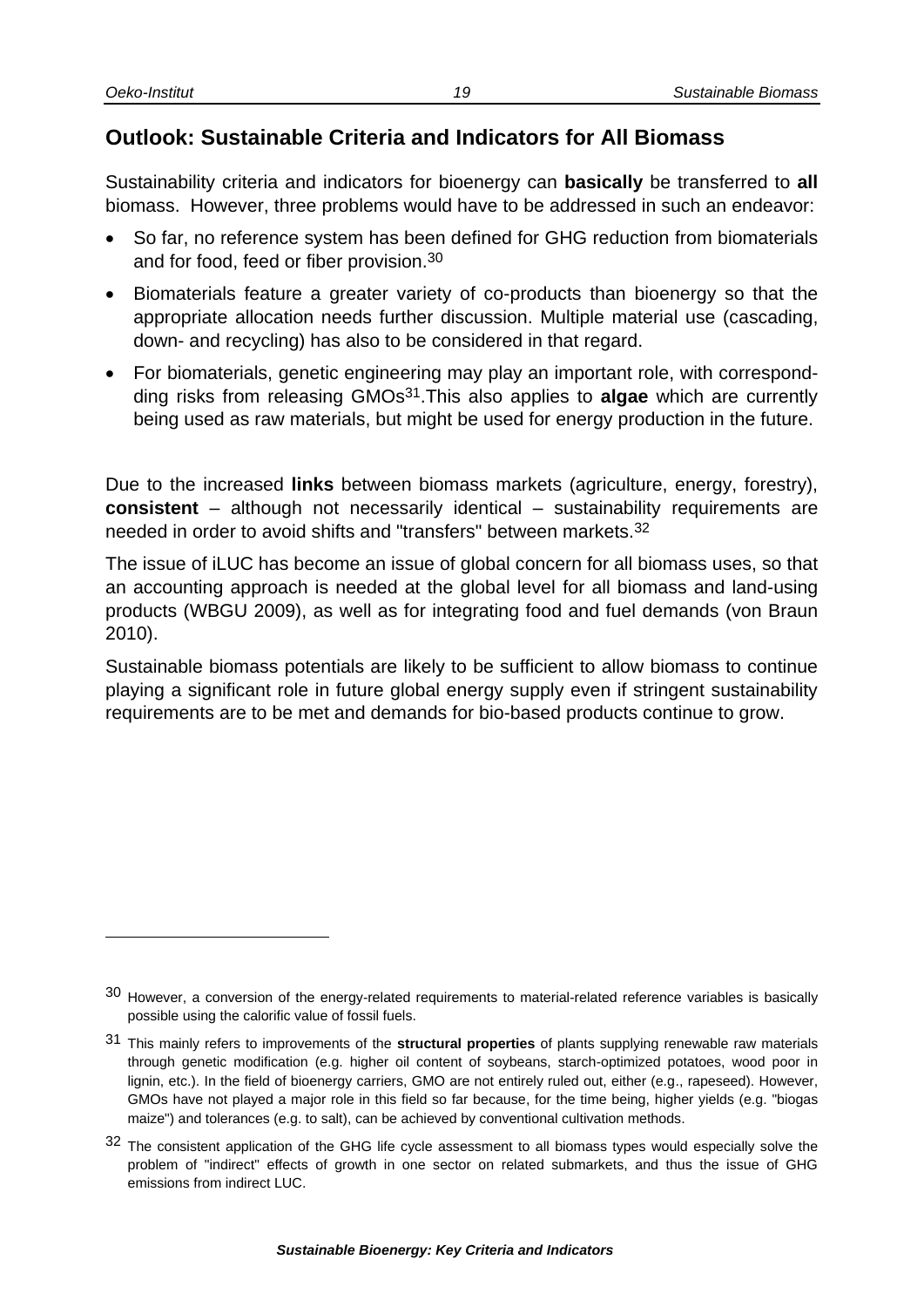## Outlook: Sustainable Criteria and Indicators for All Biomass

Sustainability criteria and indicators for bioenergy can **basically** be transferred to **all** biomass. However, three problems would have to be addressed in such an endeavor:

- So far, no reference system has been defined for GHG reduction from biomaterials and for food, feed or fiber provision.[30]
- Biomaterials feature a greater variety of co-products than bioenergy so that the appropriate allocation needs further discussion. Multiple material use (cascading, down- and recycling) has also to be considered in that regard.
- For biomaterials, genetic engineering may play an important role, with correspond-ding risks from releasing GMOs[31].This also applies to **algae** which are currently being used as raw materials, but might be used for energy production in the future.

Due to the increased **links** between biomass markets (agriculture, energy, forestry), **consistent** – although not necessarily identical – sustainability requirements are needed in order to avoid shifts and "transfers" between markets.[32]

The issue of iLUC has become an issue of global concern for all biomass uses, so that an accounting approach is needed at the global level for all biomass and land-using products (WBGU 2009), as well as for integrating food and fuel demands (von Braun 2010).

Sustainable biomass potentials are likely to be sufficient to allow biomass to continue playing a significant role in future global energy supply even if stringent sustainability requirements are to be met and demands for bio-based products continue to grow.

---

[30] However, a conversion of the energy-related requirements to material-related reference variables is basically possible using the calorific value of fossil fuels.

[31] This mainly refers to improvements of the **structural properties** of plants supplying renewable raw materials through genetic modification (e.g. higher oil content of soybeans, starch-optimized potatoes, wood poor in lignin, etc.). In the field of bioenergy carriers, GMO are not entirely ruled out, either (e.g., rapeseed). However, GMOs have not played a major role in this field so far because, for the time being, higher yields (e.g. "biogas maize") and tolerances (e.g. to salt), can be achieved by conventional cultivation methods.

[32] The consistent application of the GHG life cycle assessment to all biomass types would especially solve the problem of "indirect" effects of growth in one sector on related submarkets, and thus the issue of GHG emissions from indirect LUC.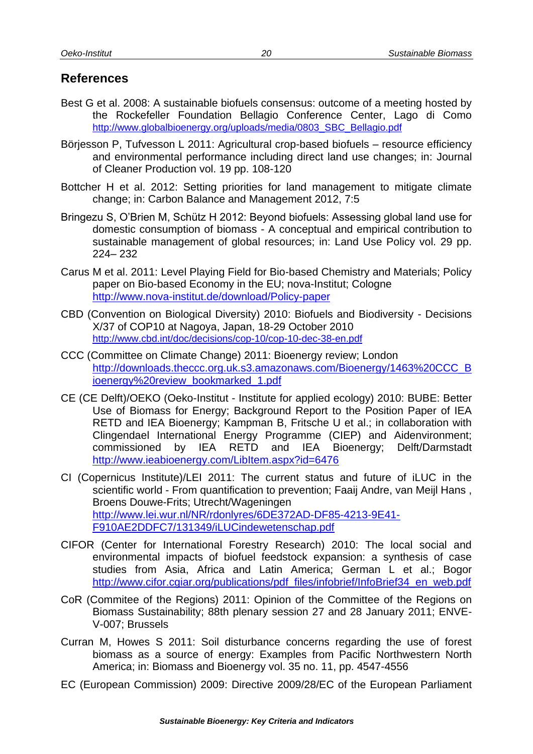## References

Best G et al. 2008: A sustainable biofuels consensus: outcome of a meeting hosted by the Rockefeller Foundation Bellagio Conference Center, Lago di Como http://www.globalbioenergy.org/uploads/media/0803_SBC_Bellagio.pdf

Börjesson P, Tufvesson L 2011: Agricultural crop-based biofuels – resource efficiency and environmental performance including direct land use changes; in: Journal of Cleaner Production vol. 19 pp. 108-120

Bottcher H et al. 2012: Setting priorities for land management to mitigate climate change; in: Carbon Balance and Management 2012, 7:5

Bringezu S, O'Brien M, Schütz H 2012: Beyond biofuels: Assessing global land use for domestic consumption of biomass - A conceptual and empirical contribution to sustainable management of global resources; in: Land Use Policy vol. 29 pp. 224– 232

Carus M et al. 2011: Level Playing Field for Bio-based Chemistry and Materials; Policy paper on Bio-based Economy in the EU; nova-Institut; Cologne http://www.nova-institut.de/download/Policy-paper

CBD (Convention on Biological Diversity) 2010: Biofuels and Biodiversity - Decisions X/37 of COP10 at Nagoya, Japan, 18-29 October 2010 http://www.cbd.int/doc/decisions/cop-10/cop-10-dec-38-en.pdf

CCC (Committee on Climate Change) 2011: Bioenergy review; London http://downloads.theccc.org.uk.s3.amazonaws.com/Bioenergy/1463%20CCC_Bioenergy%20review_bookmarked_1.pdf

CE (CE Delft)/OEKO (Oeko-Institut - Institute for applied ecology) 2010: BUBE: Better Use of Biomass for Energy; Background Report to the Position Paper of IEA RETD and IEA Bioenergy; Kampman B, Fritsche U et al.; in collaboration with Clingendael International Energy Programme (CIEP) and Aidenvironment; commissioned by IEA RETD and IEA Bioenergy; Delft/Darmstadt http://www.ieabioenergy.com/LibItem.aspx?id=6476

CI (Copernicus Institute)/LEI 2011: The current status and future of iLUC in the scientific world - From quantification to prevention; Faaij Andre, van Meijl Hans , Broens Douwe-Frits; Utrecht/Wageningen http://www.lei.wur.nl/NR/rdonlyres/6DE372AD-DF85-4213-9E41-F910AE2DDFC7/131349/iLUCindewetenschap.pdf

CIFOR (Center for International Forestry Research) 2010: The local social and environmental impacts of biofuel feedstock expansion: a synthesis of case studies from Asia, Africa and Latin America; German L et al.; Bogor http://www.cifor.cgiar.org/publications/pdf_files/infobrief/InfoBrief34_en_web.pdf

CoR (Commitee of the Regions) 2011: Opinion of the Committee of the Regions on Biomass Sustainability; 88th plenary session 27 and 28 January 2011; ENVE-V-007; Brussels

Curran M, Howes S 2011: Soil disturbance concerns regarding the use of forest biomass as a source of energy: Examples from Pacific Northwestern North America; in: Biomass and Bioenergy vol. 35 no. 11, pp. 4547-4556

EC (European Commission) 2009: Directive 2009/28/EC of the European Parliament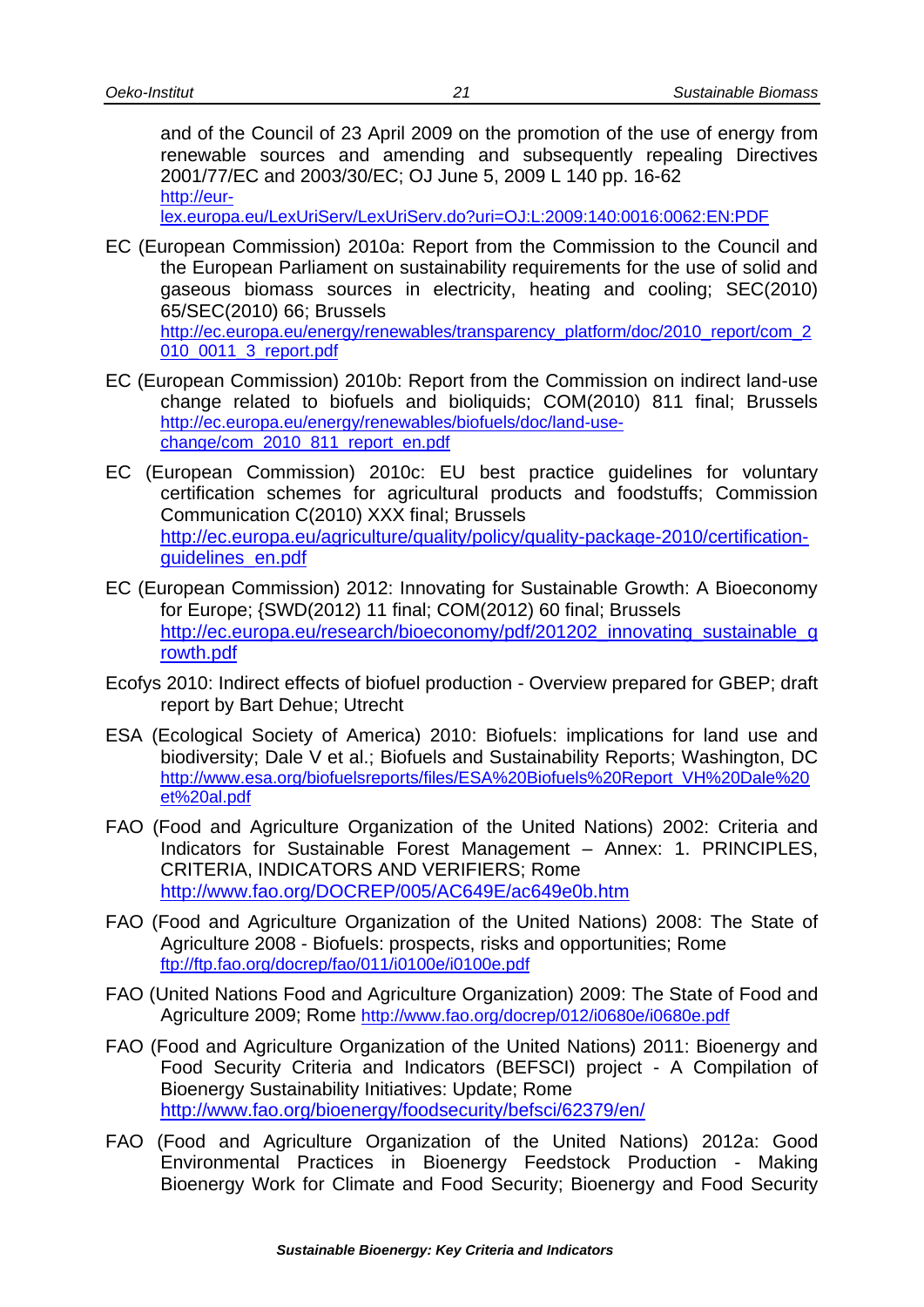and of the Council of 23 April 2009 on the promotion of the use of energy from renewable sources and amending and subsequently repealing Directives 2001/77/EC and 2003/30/EC; OJ June 5, 2009 L 140 pp. 16-62 http://eur-lex.europa.eu/LexUriServ/LexUriServ.do?uri=OJ:L:2009:140:0016:0062:EN:PDF

EC (European Commission) 2010a: Report from the Commission to the Council and the European Parliament on sustainability requirements for the use of solid and gaseous biomass sources in electricity, heating and cooling; SEC(2010) 65/SEC(2010) 66; Brussels http://ec.europa.eu/energy/renewables/transparency_platform/doc/2010_report/com_2010_0011_3_report.pdf

EC (European Commission) 2010b: Report from the Commission on indirect land-use change related to biofuels and bioliquids; COM(2010) 811 final; Brussels http://ec.europa.eu/energy/renewables/biofuels/doc/land-use-change/com_2010_811_report_en.pdf

EC (European Commission) 2010c: EU best practice guidelines for voluntary certification schemes for agricultural products and foodstuffs; Commission Communication C(2010) XXX final; Brussels http://ec.europa.eu/agriculture/quality/policy/quality-package-2010/certification-guidelines_en.pdf

EC (European Commission) 2012: Innovating for Sustainable Growth: A Bioeconomy for Europe; {SWD(2012) 11 final; COM(2012) 60 final; Brussels http://ec.europa.eu/research/bioeconomy/pdf/201202_innovating_sustainable_growth.pdf

Ecofys 2010: Indirect effects of biofuel production - Overview prepared for GBEP; draft report by Bart Dehue; Utrecht

ESA (Ecological Society of America) 2010: Biofuels: implications for land use and biodiversity; Dale V et al.; Biofuels and Sustainability Reports; Washington, DC http://www.esa.org/biofuelsreports/files/ESA%20Biofuels%20Report_VH%20Dale%20et%20al.pdf

FAO (Food and Agriculture Organization of the United Nations) 2002: Criteria and Indicators for Sustainable Forest Management – Annex: 1. PRINCIPLES, CRITERIA, INDICATORS AND VERIFIERS; Rome http://www.fao.org/DOCREP/005/AC649E/ac649e0b.htm

FAO (Food and Agriculture Organization of the United Nations) 2008: The State of Agriculture 2008 - Biofuels: prospects, risks and opportunities; Rome ftp://ftp.fao.org/docrep/fao/011/i0100e/i0100e.pdf

FAO (United Nations Food and Agriculture Organization) 2009: The State of Food and Agriculture 2009; Rome http://www.fao.org/docrep/012/i0680e/i0680e.pdf

FAO (Food and Agriculture Organization of the United Nations) 2011: Bioenergy and Food Security Criteria and Indicators (BEFSCI) project - A Compilation of Bioenergy Sustainability Initiatives: Update; Rome http://www.fao.org/bioenergy/foodsecurity/befsci/62379/en/

FAO (Food and Agriculture Organization of the United Nations) 2012a: Good Environmental Practices in Bioenergy Feedstock Production - Making Bioenergy Work for Climate and Food Security; Bioenergy and Food Security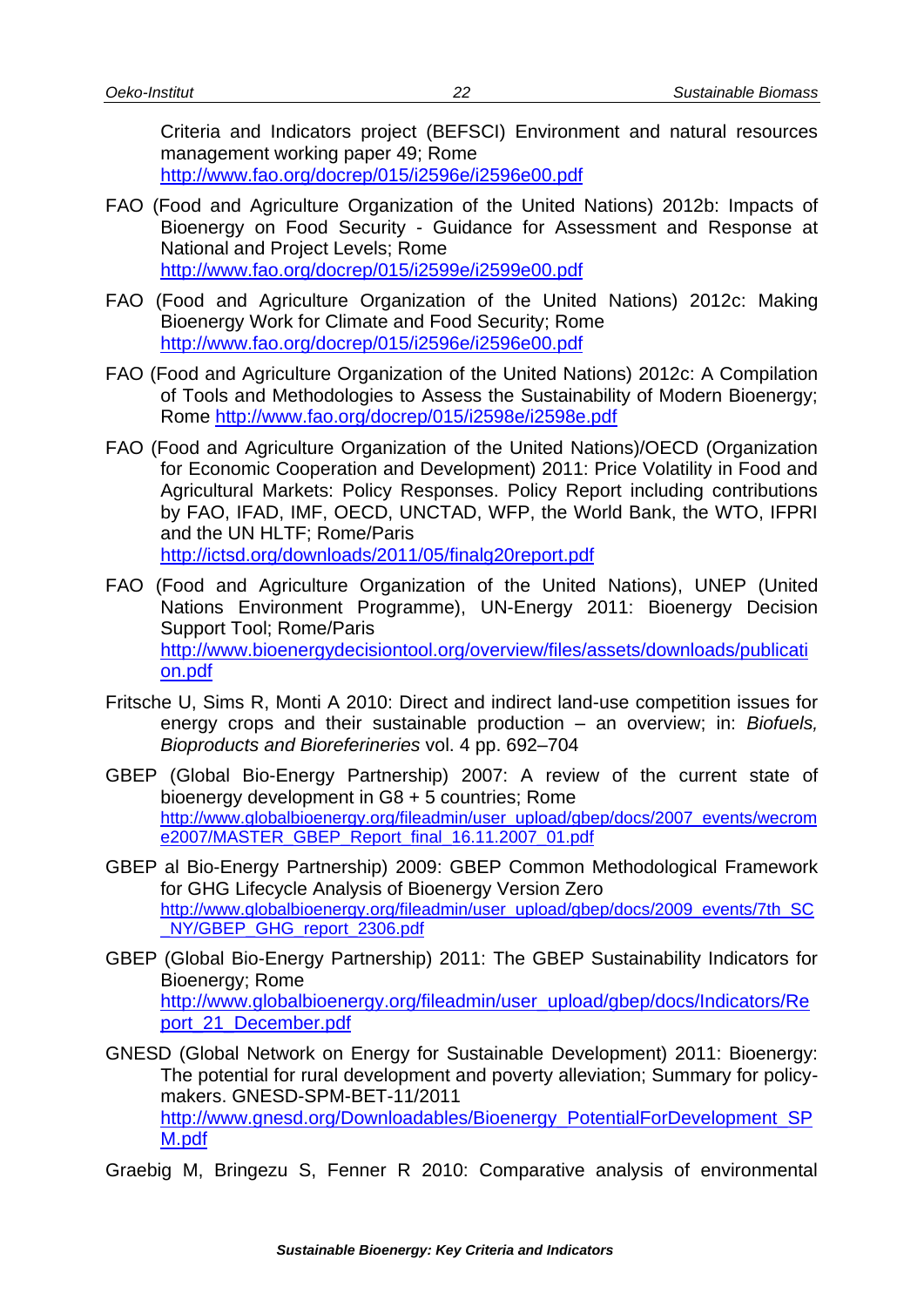Criteria and Indicators project (BEFSCI) Environment and natural resources management working paper 49; Rome
http://www.fao.org/docrep/015/i2596e/i2596e00.pdf

FAO (Food and Agriculture Organization of the United Nations) 2012b: Impacts of Bioenergy on Food Security - Guidance for Assessment and Response at National and Project Levels; Rome
http://www.fao.org/docrep/015/i2599e/i2599e00.pdf

FAO (Food and Agriculture Organization of the United Nations) 2012c: Making Bioenergy Work for Climate and Food Security; Rome
http://www.fao.org/docrep/015/i2596e/i2596e00.pdf

FAO (Food and Agriculture Organization of the United Nations) 2012c: A Compilation of Tools and Methodologies to Assess the Sustainability of Modern Bioenergy; Rome http://www.fao.org/docrep/015/i2598e/i2598e.pdf

FAO (Food and Agriculture Organization of the United Nations)/OECD (Organization for Economic Cooperation and Development) 2011: Price Volatility in Food and Agricultural Markets: Policy Responses. Policy Report including contributions by FAO, IFAD, IMF, OECD, UNCTAD, WFP, the World Bank, the WTO, IFPRI and the UN HLTF; Rome/Paris
http://ictsd.org/downloads/2011/05/finalg20report.pdf

FAO (Food and Agriculture Organization of the United Nations), UNEP (United Nations Environment Programme), UN-Energy 2011: Bioenergy Decision Support Tool; Rome/Paris
http://www.bioenergydecisiontool.org/overview/files/assets/downloads/publication.pdf

Fritsche U, Sims R, Monti A 2010: Direct and indirect land-use competition issues for energy crops and their sustainable production – an overview; in: *Biofuels, Bioproducts and Bioreferineries* vol. 4 pp. 692–704

GBEP (Global Bio-Energy Partnership) 2007: A review of the current state of bioenergy development in G8 + 5 countries; Rome
http://www.globalbioenergy.org/fileadmin/user_upload/gbep/docs/2007_events/wecrome2007/MASTER_GBEP_Report_final_16.11.2007_01.pdf

GBEP al Bio-Energy Partnership) 2009: GBEP Common Methodological Framework for GHG Lifecycle Analysis of Bioenergy Version Zero
http://www.globalbioenergy.org/fileadmin/user_upload/gbep/docs/2009_events/7th_SC_NY/GBEP_GHG_report_2306.pdf

GBEP (Global Bio-Energy Partnership) 2011: The GBEP Sustainability Indicators for Bioenergy; Rome
http://www.globalbioenergy.org/fileadmin/user_upload/gbep/docs/Indicators/Report_21_December.pdf

GNESD (Global Network on Energy for Sustainable Development) 2011: Bioenergy: The potential for rural development and poverty alleviation; Summary for policy-makers. GNESD-SPM-BET-11/2011
http://www.gnesd.org/Downloadables/Bioenergy_PotentialForDevelopment_SPM.pdf

Graebig M, Bringezu S, Fenner R 2010: Comparative analysis of environmental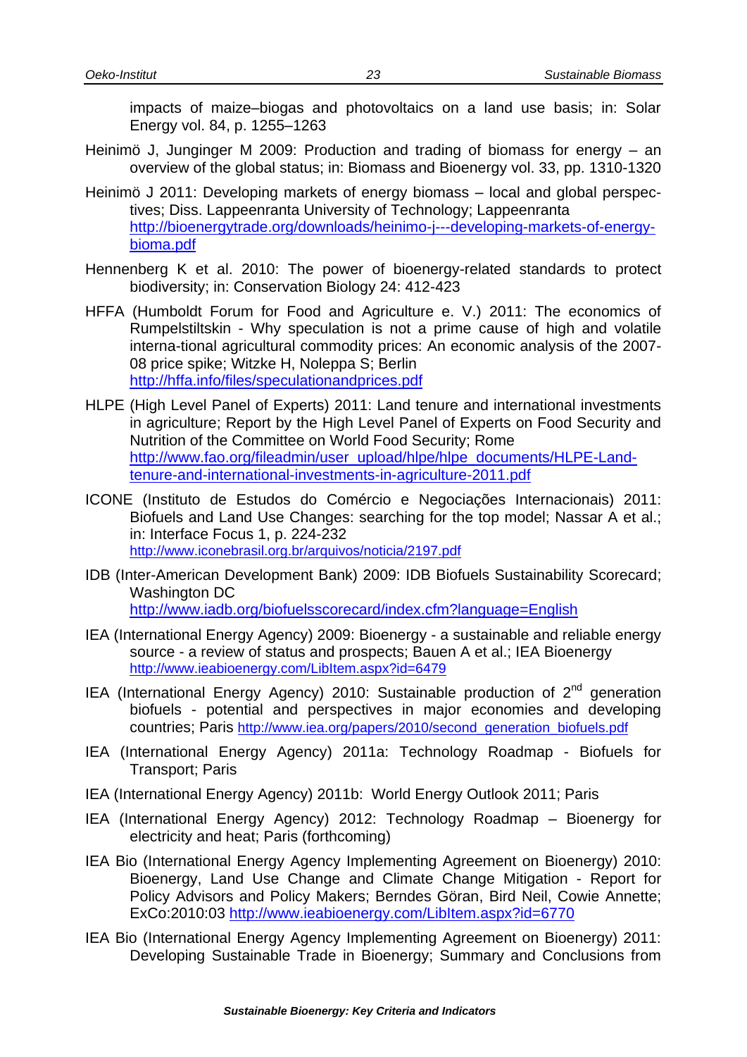impacts of maize–biogas and photovoltaics on a land use basis; in: Solar Energy vol. 84, p. 1255–1263

Heinimö J, Junginger M 2009: Production and trading of biomass for energy – an overview of the global status; in: Biomass and Bioenergy vol. 33, pp. 1310-1320

Heinimö J 2011: Developing markets of energy biomass – local and global perspectives; Diss. Lappeenranta University of Technology; Lappeenranta http://bioenergytrade.org/downloads/heinimo-j---developing-markets-of-energy-bioma.pdf

Hennenberg K et al. 2010: The power of bioenergy-related standards to protect biodiversity; in: Conservation Biology 24: 412-423

HFFA (Humboldt Forum for Food and Agriculture e. V.) 2011: The economics of Rumpelstiltskin - Why speculation is not a prime cause of high and volatile interna-tional agricultural commodity prices: An economic analysis of the 2007-08 price spike; Witzke H, Noleppa S; Berlin http://hffa.info/files/speculationandprices.pdf

HLPE (High Level Panel of Experts) 2011: Land tenure and international investments in agriculture; Report by the High Level Panel of Experts on Food Security and Nutrition of the Committee on World Food Security; Rome http://www.fao.org/fileadmin/user_upload/hlpe/hlpe_documents/HLPE-Land-tenure-and-international-investments-in-agriculture-2011.pdf

ICONE (Instituto de Estudos do Comércio e Negociações Internacionais) 2011: Biofuels and Land Use Changes: searching for the top model; Nassar A et al.; in: Interface Focus 1, p. 224-232 http://www.iconebrasil.org.br/arquivos/noticia/2197.pdf

IDB (Inter-American Development Bank) 2009: IDB Biofuels Sustainability Scorecard; Washington DC http://www.iadb.org/biofuelsscorecard/index.cfm?language=English

IEA (International Energy Agency) 2009: Bioenergy - a sustainable and reliable energy source - a review of status and prospects; Bauen A et al.; IEA Bioenergy http://www.ieabioenergy.com/LibItem.aspx?id=6479

IEA (International Energy Agency) 2010: Sustainable production of 2[nd] generation biofuels - potential and perspectives in major economies and developing countries; Paris http://www.iea.org/papers/2010/second_generation_biofuels.pdf

IEA (International Energy Agency) 2011a: Technology Roadmap - Biofuels for Transport; Paris

IEA (International Energy Agency) 2011b: World Energy Outlook 2011; Paris

IEA (International Energy Agency) 2012: Technology Roadmap – Bioenergy for electricity and heat; Paris (forthcoming)

IEA Bio (International Energy Agency Implementing Agreement on Bioenergy) 2010: Bioenergy, Land Use Change and Climate Change Mitigation - Report for Policy Advisors and Policy Makers; Berndes Göran, Bird Neil, Cowie Annette; ExCo:2010:03 http://www.ieabioenergy.com/LibItem.aspx?id=6770

IEA Bio (International Energy Agency Implementing Agreement on Bioenergy) 2011: Developing Sustainable Trade in Bioenergy; Summary and Conclusions from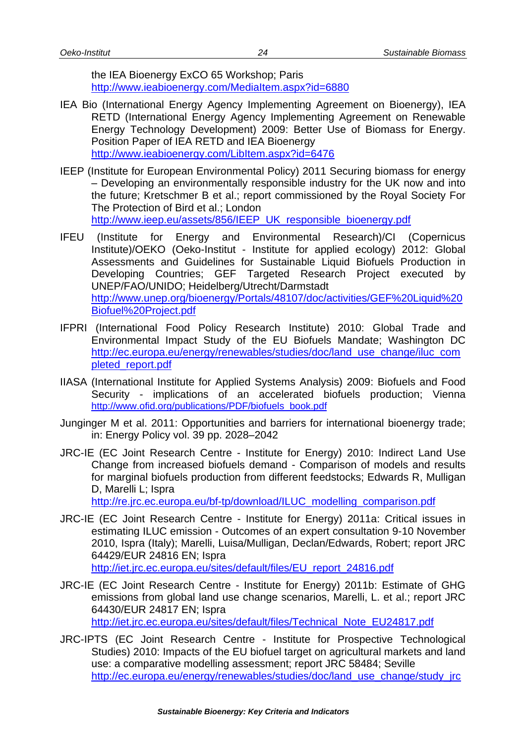the IEA Bioenergy ExCO 65 Workshop; Paris
http://www.ieabioenergy.com/MediaItem.aspx?id=6880

IEA Bio (International Energy Agency Implementing Agreement on Bioenergy), IEA RETD (International Energy Agency Implementing Agreement on Renewable Energy Technology Development) 2009: Better Use of Biomass for Energy. Position Paper of IEA RETD and IEA Bioenergy
http://www.ieabioenergy.com/LibItem.aspx?id=6476

IEEP (Institute for European Environmental Policy) 2011 Securing biomass for energy – Developing an environmentally responsible industry for the UK now and into the future; Kretschmer B et al.; report commissioned by the Royal Society For The Protection of Bird et al.; London
http://www.ieep.eu/assets/856/IEEP_UK_responsible_bioenergy.pdf

IFEU (Institute for Energy and Environmental Research)/CI (Copernicus Institute)/OEKO (Oeko-Institut - Institute for applied ecology) 2012: Global Assessments and Guidelines for Sustainable Liquid Biofuels Production in Developing Countries; GEF Targeted Research Project executed by UNEP/FAO/UNIDO; Heidelberg/Utrecht/Darmstadt
http://www.unep.org/bioenergy/Portals/48107/doc/activities/GEF%20Liquid%20Biofuel%20Project.pdf

IFPRI (International Food Policy Research Institute) 2010: Global Trade and Environmental Impact Study of the EU Biofuels Mandate; Washington DC
http://ec.europa.eu/energy/renewables/studies/doc/land_use_change/iluc_completed_report.pdf

IIASA (International Institute for Applied Systems Analysis) 2009: Biofuels and Food Security - implications of an accelerated biofuels production; Vienna
http://www.ofid.org/publications/PDF/biofuels_book.pdf

Junginger M et al. 2011: Opportunities and barriers for international bioenergy trade; in: Energy Policy vol. 39 pp. 2028–2042

JRC-IE (EC Joint Research Centre - Institute for Energy) 2010: Indirect Land Use Change from increased biofuels demand - Comparison of models and results for marginal biofuels production from different feedstocks; Edwards R, Mulligan D, Marelli L; Ispra
http://re.jrc.ec.europa.eu/bf-tp/download/ILUC_modelling_comparison.pdf

JRC-IE (EC Joint Research Centre - Institute for Energy) 2011a: Critical issues in estimating ILUC emission - Outcomes of an expert consultation 9-10 November 2010, Ispra (Italy); Marelli, Luisa/Mulligan, Declan/Edwards, Robert; report JRC 64429/EUR 24816 EN; Ispra
http://iet.jrc.ec.europa.eu/sites/default/files/EU_report_24816.pdf

JRC-IE (EC Joint Research Centre - Institute for Energy) 2011b: Estimate of GHG emissions from global land use change scenarios, Marelli, L. et al.; report JRC 64430/EUR 24817 EN; Ispra
http://iet.jrc.ec.europa.eu/sites/default/files/Technical_Note_EU24817.pdf

JRC-IPTS (EC Joint Research Centre - Institute for Prospective Technological Studies) 2010: Impacts of the EU biofuel target on agricultural markets and land use: a comparative modelling assessment; report JRC 58484; Seville
http://ec.europa.eu/energy/renewables/studies/doc/land_use_change/study_jrc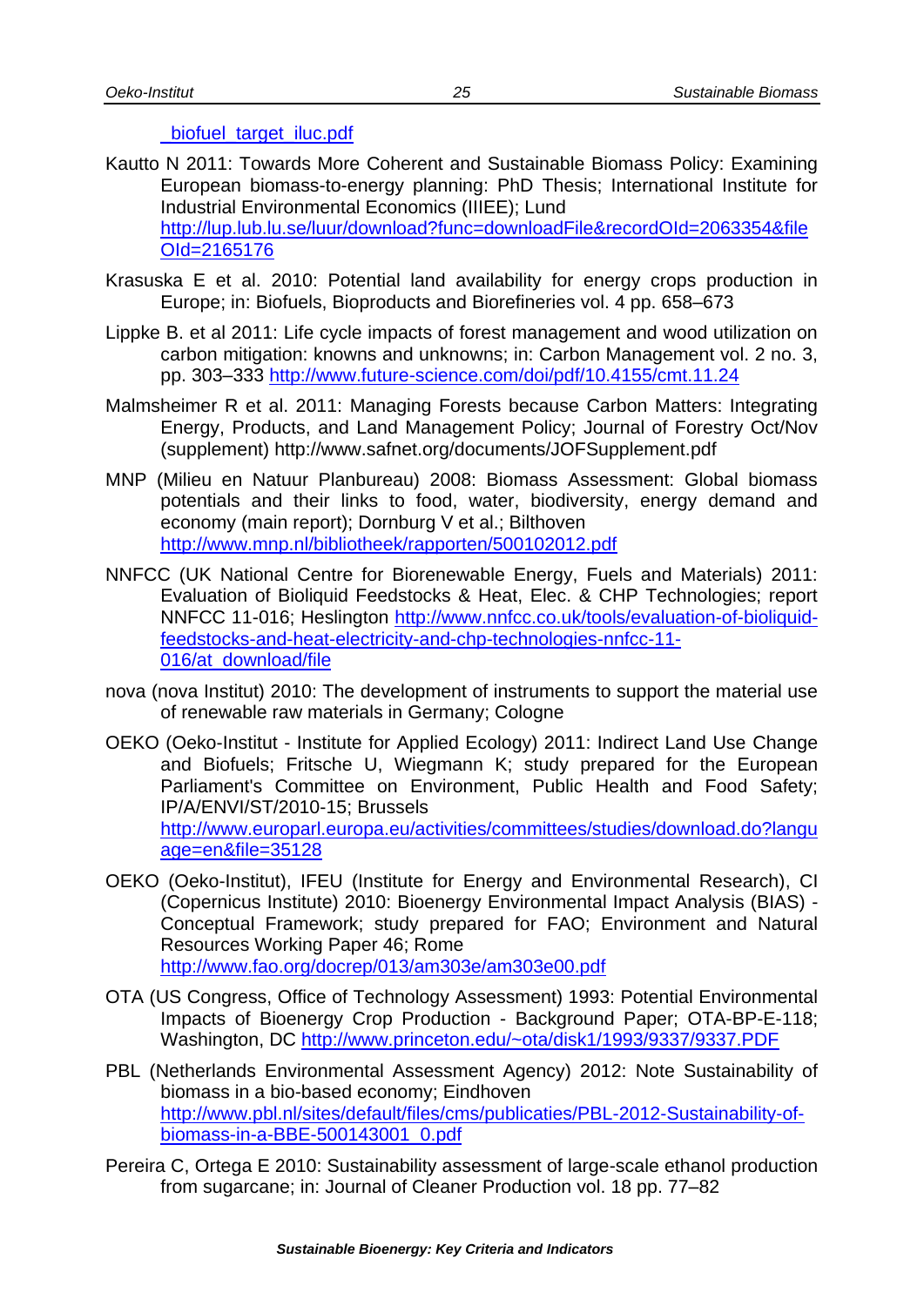_biofuel_target_iluc.pdf

Kautto N 2011: Towards More Coherent and Sustainable Biomass Policy: Examining European biomass-to-energy planning: PhD Thesis; International Institute for Industrial Environmental Economics (IIIEE); Lund http://lup.lub.lu.se/luur/download?func=downloadFile&recordOId=2063354&fileOId=2165176

Krasuska E et al. 2010: Potential land availability for energy crops production in Europe; in: Biofuels, Bioproducts and Biorefineries vol. 4 pp. 658–673

Lippke B. et al 2011: Life cycle impacts of forest management and wood utilization on carbon mitigation: knowns and unknowns; in: Carbon Management vol. 2 no. 3, pp. 303–333 http://www.future-science.com/doi/pdf/10.4155/cmt.11.24

Malmsheimer R et al. 2011: Managing Forests because Carbon Matters: Integrating Energy, Products, and Land Management Policy; Journal of Forestry Oct/Nov (supplement) http://www.safnet.org/documents/JOFSupplement.pdf

MNP (Milieu en Natuur Planbureau) 2008: Biomass Assessment: Global biomass potentials and their links to food, water, biodiversity, energy demand and economy (main report); Dornburg V et al.; Bilthoven http://www.mnp.nl/bibliotheek/rapporten/500102012.pdf

NNFCC (UK National Centre for Biorenewable Energy, Fuels and Materials) 2011: Evaluation of Bioliquid Feedstocks & Heat, Elec. & CHP Technologies; report NNFCC 11-016; Heslington http://www.nnfcc.co.uk/tools/evaluation-of-bioliquid-feedstocks-and-heat-electricity-and-chp-technologies-nnfcc-11-016/at_download/file

nova (nova Institut) 2010: The development of instruments to support the material use of renewable raw materials in Germany; Cologne

OEKO (Oeko-Institut - Institute for Applied Ecology) 2011: Indirect Land Use Change and Biofuels; Fritsche U, Wiegmann K; study prepared for the European Parliament's Committee on Environment, Public Health and Food Safety; IP/A/ENVI/ST/2010-15; Brussels http://www.europarl.europa.eu/activities/committees/studies/download.do?language=en&file=35128

OEKO (Oeko-Institut), IFEU (Institute for Energy and Environmental Research), CI (Copernicus Institute) 2010: Bioenergy Environmental Impact Analysis (BIAS) - Conceptual Framework; study prepared for FAO; Environment and Natural Resources Working Paper 46; Rome http://www.fao.org/docrep/013/am303e/am303e00.pdf

OTA (US Congress, Office of Technology Assessment) 1993: Potential Environmental Impacts of Bioenergy Crop Production - Background Paper; OTA-BP-E-118; Washington, DC http://www.princeton.edu/~ota/disk1/1993/9337/9337.PDF

PBL (Netherlands Environmental Assessment Agency) 2012: Note Sustainability of biomass in a bio-based economy; Eindhoven http://www.pbl.nl/sites/default/files/cms/publicaties/PBL-2012-Sustainability-of-biomass-in-a-BBE-500143001_0.pdf

Pereira C, Ortega E 2010: Sustainability assessment of large-scale ethanol production from sugarcane; in: Journal of Cleaner Production vol. 18 pp. 77–82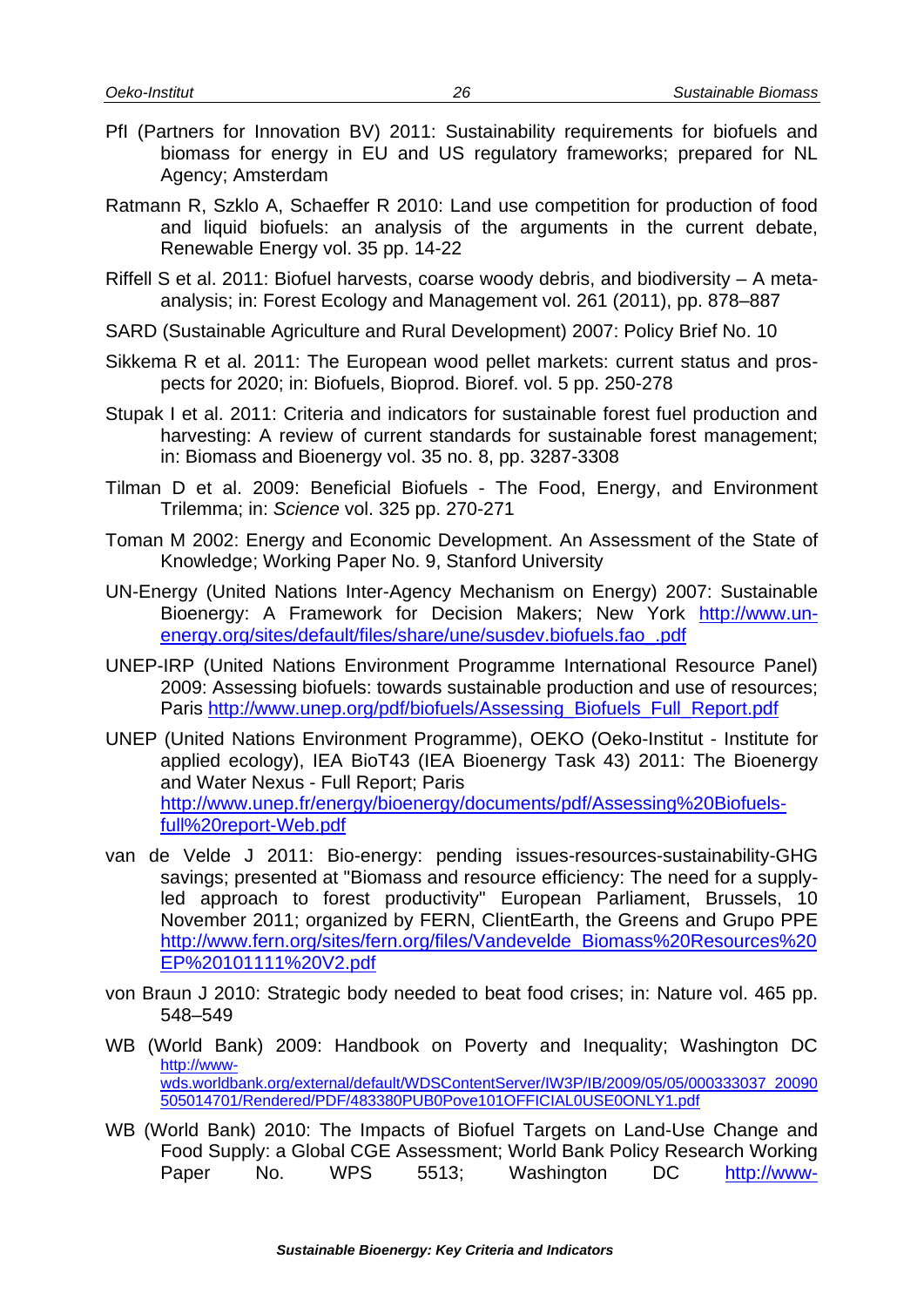PfI (Partners for Innovation BV) 2011: Sustainability requirements for biofuels and biomass for energy in EU and US regulatory frameworks; prepared for NL Agency; Amsterdam

Ratmann R, Szklo A, Schaeffer R 2010: Land use competition for production of food and liquid biofuels: an analysis of the arguments in the current debate, Renewable Energy vol. 35 pp. 14-22

Riffell S et al. 2011: Biofuel harvests, coarse woody debris, and biodiversity – A meta-analysis; in: Forest Ecology and Management vol. 261 (2011), pp. 878–887

SARD (Sustainable Agriculture and Rural Development) 2007: Policy Brief No. 10

Sikkema R et al. 2011: The European wood pellet markets: current status and prospects for 2020; in: Biofuels, Bioprod. Bioref. vol. 5 pp. 250-278

Stupak I et al. 2011: Criteria and indicators for sustainable forest fuel production and harvesting: A review of current standards for sustainable forest management; in: Biomass and Bioenergy vol. 35 no. 8, pp. 3287-3308

Tilman D et al. 2009: Beneficial Biofuels - The Food, Energy, and Environment Trilemma; in: *Science* vol. 325 pp. 270-271

Toman M 2002: Energy and Economic Development. An Assessment of the State of Knowledge; Working Paper No. 9, Stanford University

UN-Energy (United Nations Inter-Agency Mechanism on Energy) 2007: Sustainable Bioenergy: A Framework for Decision Makers; New York http://www.un-energy.org/sites/default/files/share/une/susdev.biofuels.fao_.pdf

UNEP-IRP (United Nations Environment Programme International Resource Panel) 2009: Assessing biofuels: towards sustainable production and use of resources; Paris http://www.unep.org/pdf/biofuels/Assessing_Biofuels_Full_Report.pdf

UNEP (United Nations Environment Programme), OEKO (Oeko-Institut - Institute for applied ecology), IEA BioT43 (IEA Bioenergy Task 43) 2011: The Bioenergy and Water Nexus - Full Report; Paris http://www.unep.fr/energy/bioenergy/documents/pdf/Assessing%20Biofuels-full%20report-Web.pdf

van de Velde J 2011: Bio-energy: pending issues-resources-sustainability-GHG savings; presented at "Biomass and resource efficiency: The need for a supply-led approach to forest productivity" European Parliament, Brussels, 10 November 2011; organized by FERN, ClientEarth, the Greens and Grupo PPE http://www.fern.org/sites/fern.org/files/Vandevelde_Biomass%20Resources%20EP%20101111%20V2.pdf

von Braun J 2010: Strategic body needed to beat food crises; in: Nature vol. 465 pp. 548–549

WB (World Bank) 2009: Handbook on Poverty and Inequality; Washington DC http://www-wds.worldbank.org/external/default/WDSContentServer/IW3P/IB/2009/05/05/000333037_20090505014701/Rendered/PDF/483380PUB0Pove101OFFICIAL0USE0ONLY1.pdf

WB (World Bank) 2010: The Impacts of Biofuel Targets on Land-Use Change and Food Supply: a Global CGE Assessment; World Bank Policy Research Working Paper No. WPS 5513; Washington DC http://www-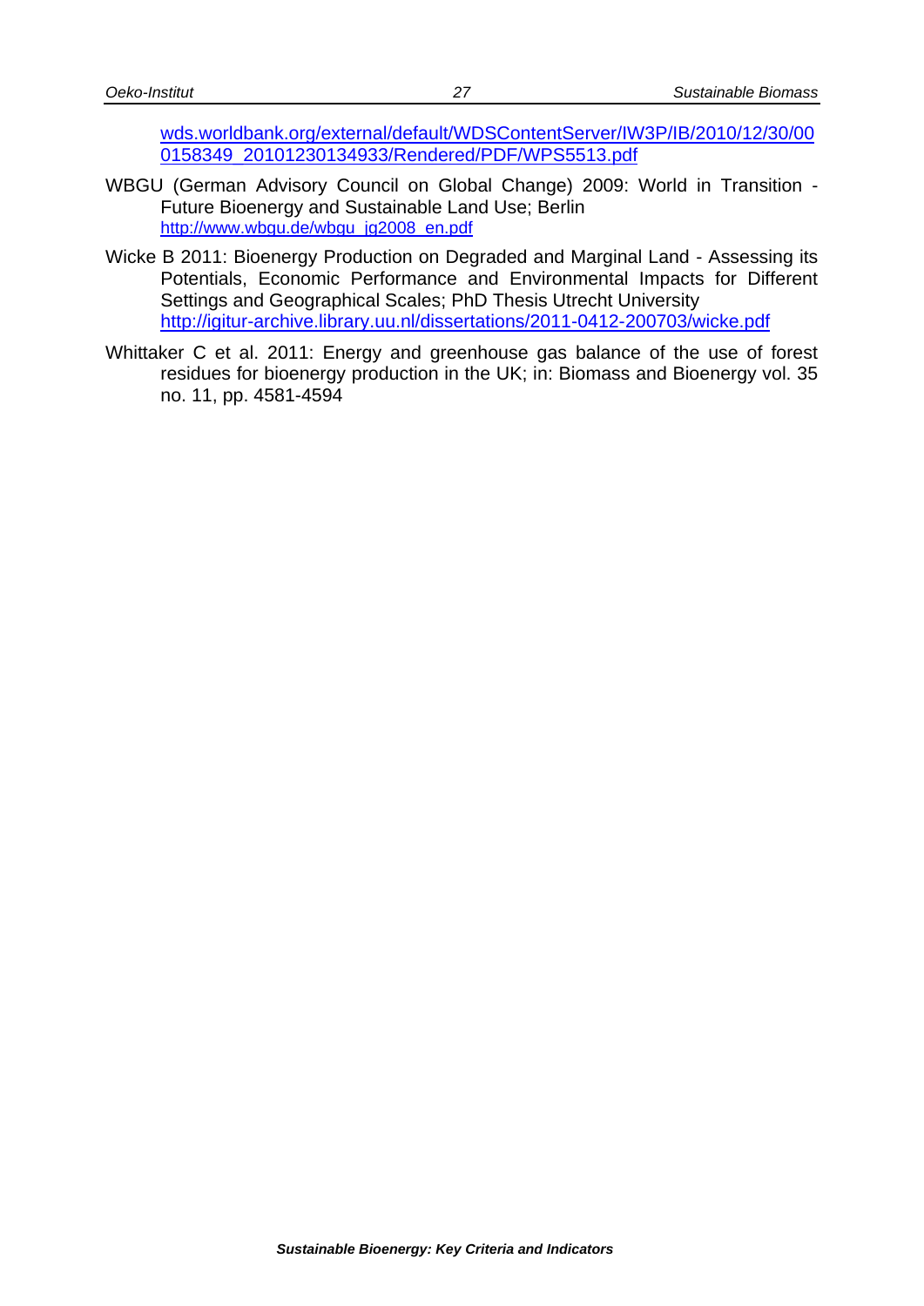wds.worldbank.org/external/default/WDSContentServer/IW3P/IB/2010/12/30/000158349_20101230134933/Rendered/PDF/WPS5513.pdf

WBGU (German Advisory Council on Global Change) 2009: World in Transition - Future Bioenergy and Sustainable Land Use; Berlin http://www.wbgu.de/wbgu_jg2008_en.pdf

Wicke B 2011: Bioenergy Production on Degraded and Marginal Land - Assessing its Potentials, Economic Performance and Environmental Impacts for Different Settings and Geographical Scales; PhD Thesis Utrecht University http://igitur-archive.library.uu.nl/dissertations/2011-0412-200703/wicke.pdf

Whittaker C et al. 2011: Energy and greenhouse gas balance of the use of forest residues for bioenergy production in the UK; in: Biomass and Bioenergy vol. 35 no. 11, pp. 4581-4594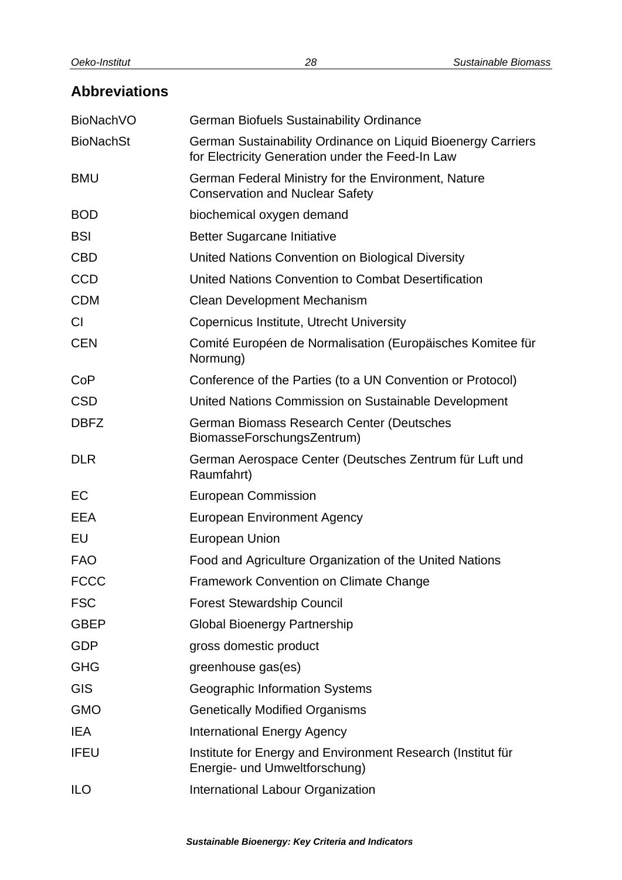## Abbreviations

| | |
|---|---|
| BioNachVO | German Biofuels Sustainability Ordinance |
| BioNachSt | German Sustainability Ordinance on Liquid Bioenergy Carriers for Electricity Generation under the Feed-In Law |
| BMU | German Federal Ministry for the Environment, Nature Conservation and Nuclear Safety |
| BOD | biochemical oxygen demand |
| BSI | Better Sugarcane Initiative |
| CBD | United Nations Convention on Biological Diversity |
| CCD | United Nations Convention to Combat Desertification |
| CDM | Clean Development Mechanism |
| CI | Copernicus Institute, Utrecht University |
| CEN | Comité Européen de Normalisation (Europäisches Komitee für Normung) |
| CoP | Conference of the Parties (to a UN Convention or Protocol) |
| CSD | United Nations Commission on Sustainable Development |
| DBFZ | German Biomass Research Center (Deutsches BiomasseForschungsZentrum) |
| DLR | German Aerospace Center (Deutsches Zentrum für Luft und Raumfahrt) |
| EC | European Commission |
| EEA | European Environment Agency |
| EU | European Union |
| FAO | Food and Agriculture Organization of the United Nations |
| FCCC | Framework Convention on Climate Change |
| FSC | Forest Stewardship Council |
| GBEP | Global Bioenergy Partnership |
| GDP | gross domestic product |
| GHG | greenhouse gas(es) |
| GIS | Geographic Information Systems |
| GMO | Genetically Modified Organisms |
| IEA | International Energy Agency |
| IFEU | Institute for Energy and Environment Research (Institut für Energie- und Umweltforschung) |
| ILO | International Labour Organization |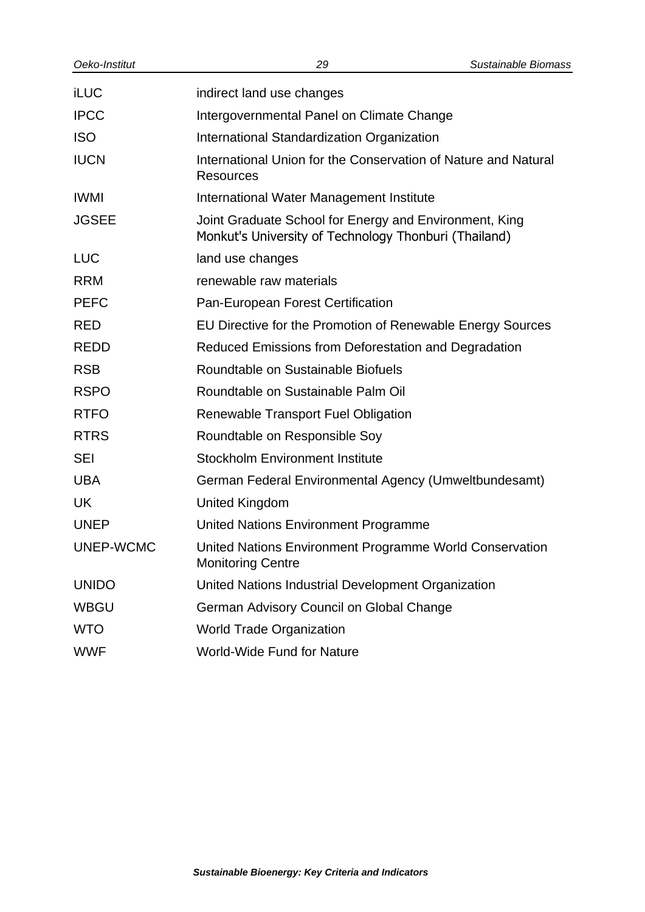| | |
|---|---|
| iLUC | indirect land use changes |
| IPCC | Intergovernmental Panel on Climate Change |
| ISO | International Standardization Organization |
| IUCN | International Union for the Conservation of Nature and Natural Resources |
| IWMI | International Water Management Institute |
| JGSEE | Joint Graduate School for Energy and Environment, King Monkut's University of Technology Thonburi (Thailand) |
| LUC | land use changes |
| RRM | renewable raw materials |
| PEFC | Pan-European Forest Certification |
| RED | EU Directive for the Promotion of Renewable Energy Sources |
| REDD | Reduced Emissions from Deforestation and Degradation |
| RSB | Roundtable on Sustainable Biofuels |
| RSPO | Roundtable on Sustainable Palm Oil |
| RTFO | Renewable Transport Fuel Obligation |
| RTRS | Roundtable on Responsible Soy |
| SEI | Stockholm Environment Institute |
| UBA | German Federal Environmental Agency (Umweltbundesamt) |
| UK | United Kingdom |
| UNEP | United Nations Environment Programme |
| UNEP-WCMC | United Nations Environment Programme World Conservation Monitoring Centre |
| UNIDO | United Nations Industrial Development Organization |
| WBGU | German Advisory Council on Global Change |
| WTO | World Trade Organization |
| WWF | World-Wide Fund for Nature |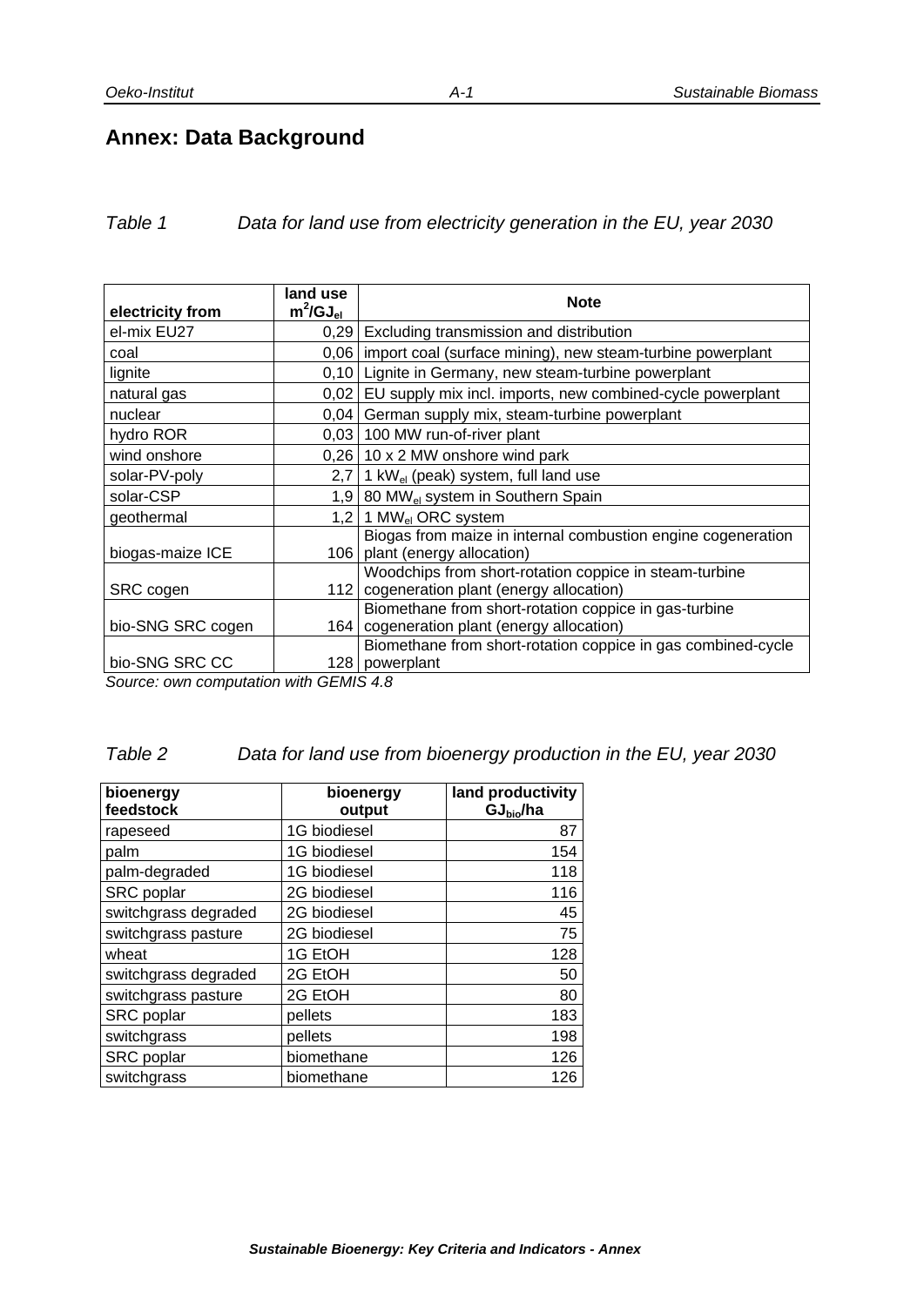# Annex: Data Background

*Table 1 Data for land use from electricity generation in the EU, year 2030*

| electricity from | land use $m^2/GJ_{el}$ | Note |
|---|---|---|
| el-mix EU27 | 0,29 | Excluding transmission and distribution |
| coal | 0,06 | import coal (surface mining), new steam-turbine powerplant |
| lignite | 0,10 | Lignite in Germany, new steam-turbine powerplant |
| natural gas | 0,02 | EU supply mix incl. imports, new combined-cycle powerplant |
| nuclear | 0,04 | German supply mix, steam-turbine powerplant |
| hydro ROR | 0,03 | 100 MW run-of-river plant |
| wind onshore | 0,26 | 10 x 2 MW onshore wind park |
| solar-PV-poly | 2,7 | 1 $kW_{el}$ (peak) system, full land use |
| solar-CSP | 1,9 | 80 $MW_{el}$ system in Southern Spain |
| geothermal | 1,2 | 1 $MW_{el}$ ORC system |
| biogas-maize ICE | 106 | Biogas from maize in internal combustion engine cogeneration plant (energy allocation) |
| SRC cogen | 112 | Woodchips from short-rotation coppice in steam-turbine cogeneration plant (energy allocation) |
| bio-SNG SRC cogen | 164 | Biomethane from short-rotation coppice in gas-turbine cogeneration plant (energy allocation) |
| bio-SNG SRC CC | 128 | Biomethane from short-rotation coppice in gas combined-cycle powerplant |

*Source: own computation with GEMIS 4.8*

*Table 2 Data for land use from bioenergy production in the EU, year 2030*

| bioenergy feedstock | bioenergy output | land productivity $GJ_{bio}$/ha |
|---|---|---|
| rapeseed | 1G biodiesel | 87 |
| palm | 1G biodiesel | 154 |
| palm-degraded | 1G biodiesel | 118 |
| SRC poplar | 2G biodiesel | 116 |
| switchgrass degraded | 2G biodiesel | 45 |
| switchgrass pasture | 2G biodiesel | 75 |
| wheat | 1G EtOH | 128 |
| switchgrass degraded | 2G EtOH | 50 |
| switchgrass pasture | 2G EtOH | 80 |
| SRC poplar | pellets | 183 |
| switchgrass | pellets | 198 |
| SRC poplar | biomethane | 126 |
| switchgrass | biomethane | 126 |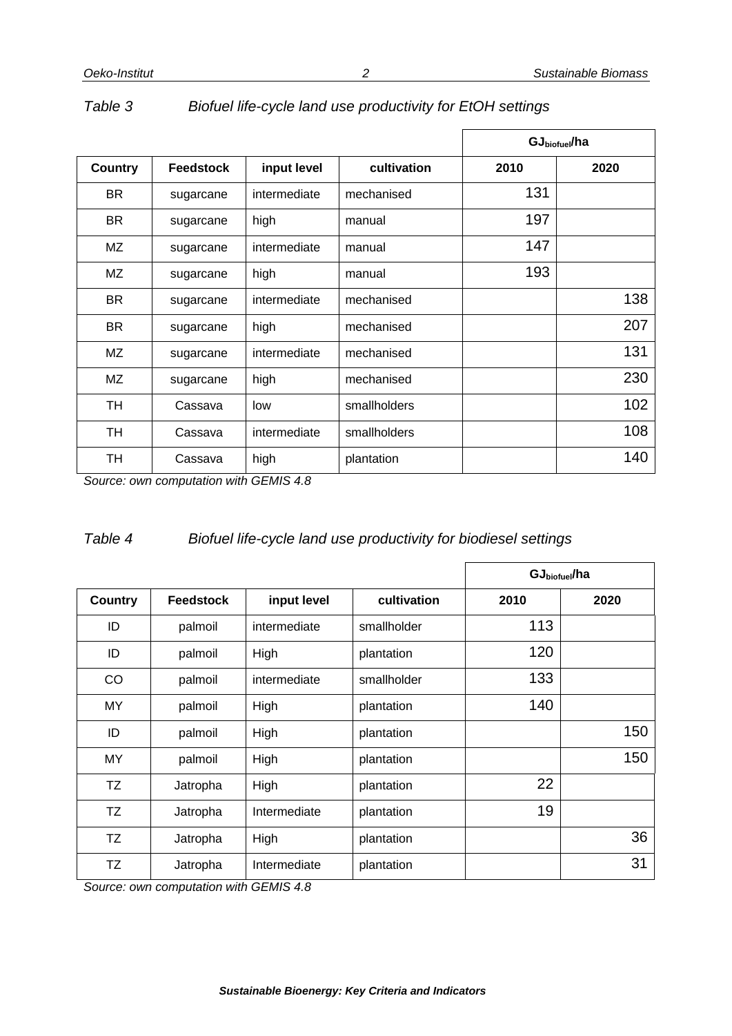*Table 3 Biofuel life-cycle land use productivity for EtOH settings*

| | | | | $GJ_{biofuel}/ha$ | |
|---|---|---|---|---|---|
| **Country** | **Feedstock** | **input level** | **cultivation** | **2010** | **2020** |
| BR | sugarcane | intermediate | mechanised | 131 | |
| BR | sugarcane | high | manual | 197 | |
| MZ | sugarcane | intermediate | manual | 147 | |
| MZ | sugarcane | high | manual | 193 | |
| BR | sugarcane | intermediate | mechanised | | 138 |
| BR | sugarcane | high | mechanised | | 207 |
| MZ | sugarcane | intermediate | mechanised | | 131 |
| MZ | sugarcane | high | mechanised | | 230 |
| TH | Cassava | low | smallholders | | 102 |
| TH | Cassava | intermediate | smallholders | | 108 |
| TH | Cassava | high | plantation | | 140 |

*Source: own computation with GEMIS 4.8*

*Table 4 Biofuel life-cycle land use productivity for biodiesel settings*

| | | | | $GJ_{biofuel}/ha$ | |
|---|---|---|---|---|---|
| **Country** | **Feedstock** | **input level** | **cultivation** | **2010** | **2020** |
| ID | palmoil | intermediate | smallholder | 113 | |
| ID | palmoil | High | plantation | 120 | |
| CO | palmoil | intermediate | smallholder | 133 | |
| MY | palmoil | High | plantation | 140 | |
| ID | palmoil | High | plantation | | 150 |
| MY | palmoil | High | plantation | | 150 |
| TZ | Jatropha | High | plantation | 22 | |
| TZ | Jatropha | Intermediate | plantation | 19 | |
| TZ | Jatropha | High | plantation | | 36 |
| TZ | Jatropha | Intermediate | plantation | | 31 |

*Source: own computation with GEMIS 4.8*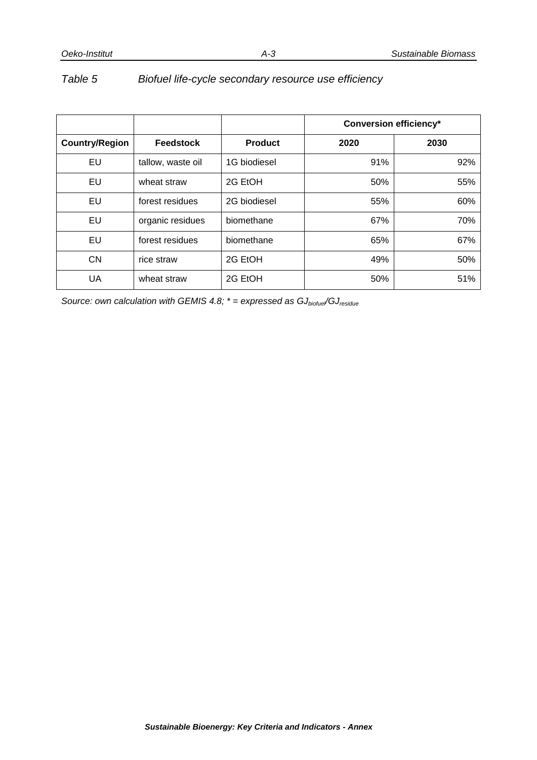*Table 5 Biofuel life-cycle secondary resource use efficiency*

| | | | Conversion efficiency* | |
|---|---|---|---|---|
| **Country/Region** | **Feedstock** | **Product** | **2020** | **2030** |
| EU | tallow, waste oil | 1G biodiesel | 91% | 92% |
| EU | wheat straw | 2G EtOH | 50% | 55% |
| EU | forest residues | 2G biodiesel | 55% | 60% |
| EU | organic residues | biomethane | 67% | 70% |
| EU | forest residues | biomethane | 65% | 67% |
| CN | rice straw | 2G EtOH | 49% | 50% |
| UA | wheat straw | 2G EtOH | 50% | 51% |

*Source: own calculation with GEMIS 4.8; * = expressed as $GJ_{biofuel}/GJ_{residue}$*